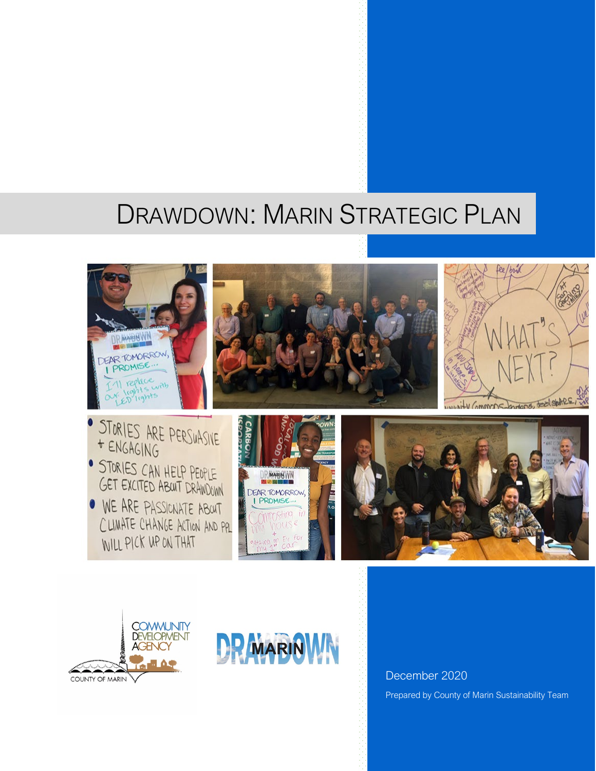# DRAWDOWN: MARIN STRATEGIC PLAN

December 2020

Prepared by County of Marin Sustainability Team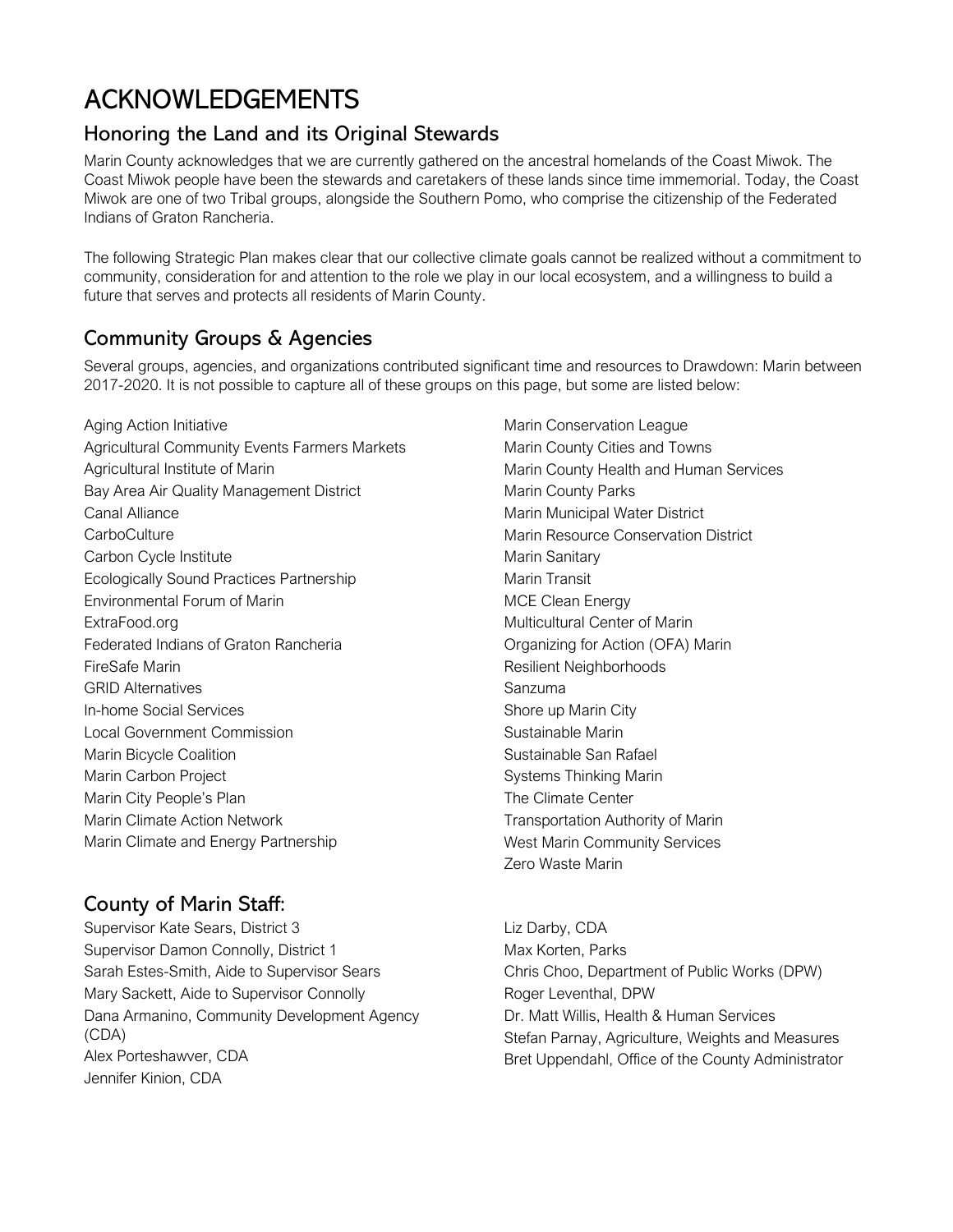# ACKNOWLEDGEMENTS

## Honoring the Land and its Original Stewards

Marin County acknowledges that we are currently gathered on the ancestral homelands of the Coast Miwok. The Coast Miwok people have been the stewards and caretakers of these lands since time immemorial. Today, the Coast Miwok are one of two Tribal groups, alongside the Southern Pomo, who comprise the citizenship of the Federated Indians of Graton Rancheria.

The following Strategic Plan makes clear that our collective climate goals cannot be realized without a commitment to community, consideration for and attention to the role we play in our local ecosystem, and a willingness to build a future that serves and protects all residents of Marin County.

## Community Groups & Agencies

Several groups, agencies, and organizations contributed significant time and resources to Drawdown: Marin between 2017-2020. It is not possible to capture all of these groups on this page, but some are listed below:

Aging Action Initiative
Agricultural Community Events Farmers Markets
Agricultural Institute of Marin
Bay Area Air Quality Management District
Canal Alliance
CarboCulture
Carbon Cycle Institute
Ecologically Sound Practices Partnership
Environmental Forum of Marin
ExtraFood.org
Federated Indians of Graton Rancheria
FireSafe Marin
GRID Alternatives
In-home Social Services
Local Government Commission
Marin Bicycle Coalition
Marin Carbon Project
Marin City People's Plan
Marin Climate Action Network
Marin Climate and Energy Partnership
Marin Conservation League
Marin County Cities and Towns
Marin County Health and Human Services
Marin County Parks
Marin Municipal Water District
Marin Resource Conservation District
Marin Sanitary
Marin Transit
MCE Clean Energy
Multicultural Center of Marin
Organizing for Action (OFA) Marin
Resilient Neighborhoods
Sanzuma
Shore up Marin City
Sustainable Marin
Sustainable San Rafael
Systems Thinking Marin
The Climate Center
Transportation Authority of Marin
West Marin Community Services
Zero Waste Marin

## County of Marin Staff:

Supervisor Kate Sears, District 3
Supervisor Damon Connolly, District 1
Sarah Estes-Smith, Aide to Supervisor Sears
Mary Sackett, Aide to Supervisor Connolly
Dana Armanino, Community Development Agency (CDA)
Alex Porteshawver, CDA
Jennifer Kinion, CDA
Liz Darby, CDA
Max Korten, Parks
Chris Choo, Department of Public Works (DPW)
Roger Leventhal, DPW
Dr. Matt Willis, Health & Human Services
Stefan Parnay, Agriculture, Weights and Measures
Bret Uppendahl, Office of the County Administrator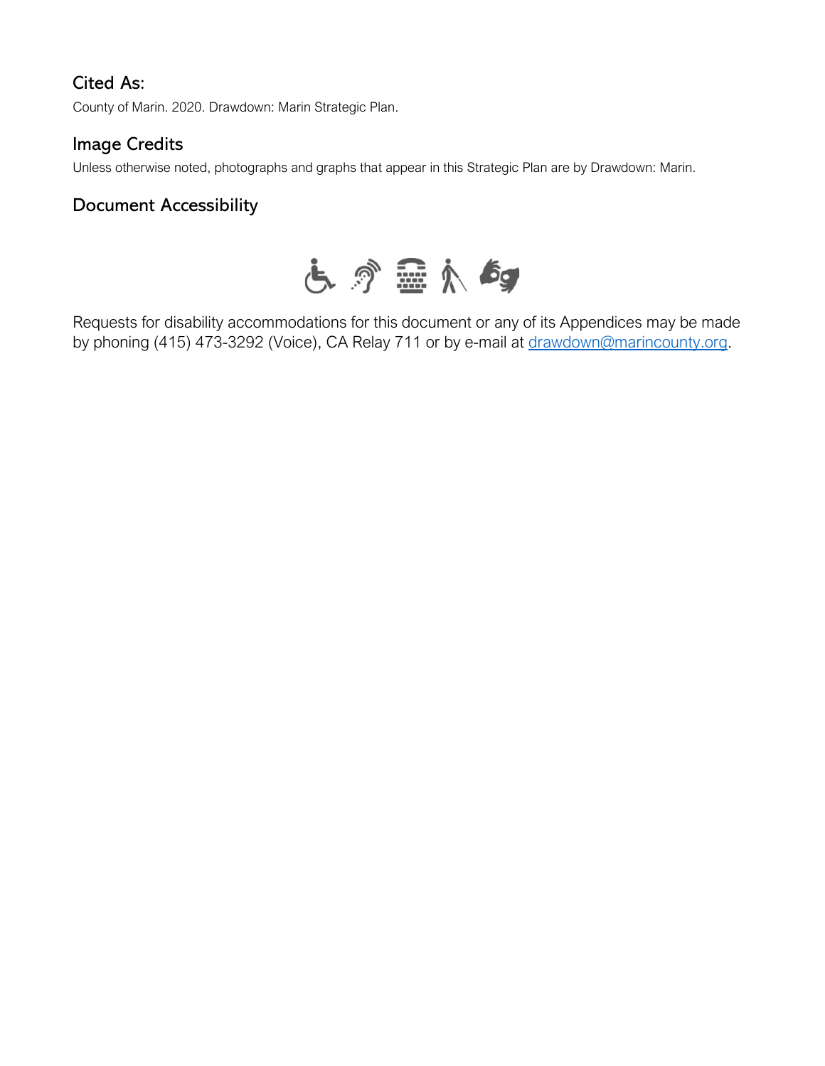## Cited As:

County of Marin. 2020. Drawdown: Marin Strategic Plan.

## Image Credits

Unless otherwise noted, photographs and graphs that appear in this Strategic Plan are by Drawdown: Marin.

## Document Accessibility

Requests for disability accommodations for this document or any of its Appendices may be made by phoning (415) 473-3292 (Voice), CA Relay 711 or by e-mail at drawdown@marincounty.org.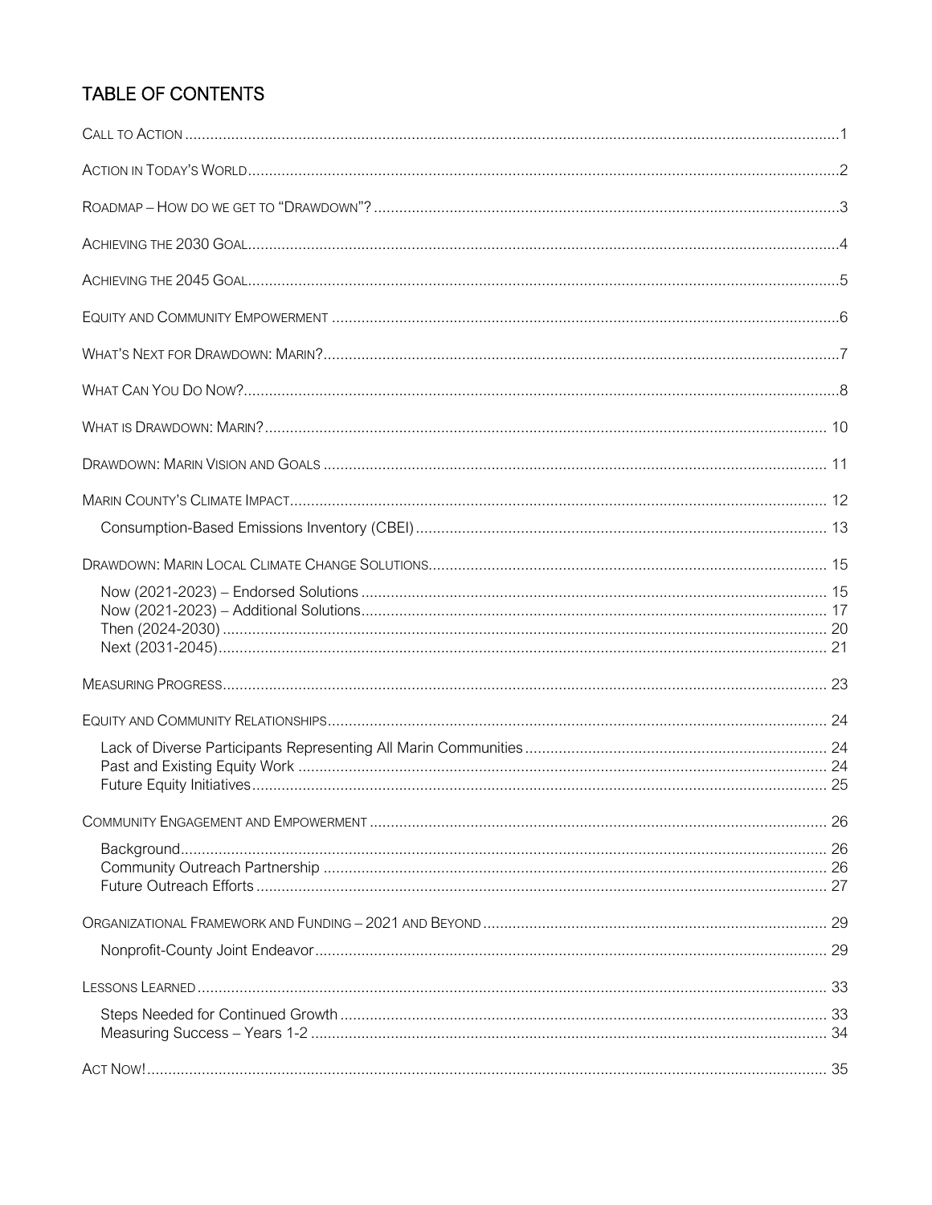## TABLE OF CONTENTS

- Call to Action ... 1
- Action in Today's World ... 2
- Roadmap – How do we get to "Drawdown"? ... 3
- Achieving the 2030 Goal ... 4
- Achieving the 2045 Goal ... 5
- Equity and Community Empowerment ... 6
- What's Next for Drawdown: Marin? ... 7
- What Can You Do Now? ... 8
- What is Drawdown: Marin? ... 10
- Drawdown: Marin Vision and Goals ... 11
- Marin County's Climate Impact ... 12
  - Consumption-Based Emissions Inventory (CBEI) ... 13
- Drawdown: Marin Local Climate Change Solutions ... 15
  - Now (2021-2023) – Endorsed Solutions ... 15
  - Now (2021-2023) – Additional Solutions ... 17
  - Then (2024-2030) ... 20
  - Next (2031-2045) ... 21
- Measuring Progress ... 23
- Equity and Community Relationships ... 24
  - Lack of Diverse Participants Representing All Marin Communities ... 24
  - Past and Existing Equity Work ... 24
  - Future Equity Initiatives ... 25
- Community Engagement and Empowerment ... 26
  - Background ... 26
  - Community Outreach Partnership ... 26
  - Future Outreach Efforts ... 27
- Organizational Framework and Funding – 2021 and Beyond ... 29
  - Nonprofit-County Joint Endeavor ... 29
- Lessons Learned ... 33
  - Steps Needed for Continued Growth ... 33
  - Measuring Success – Years 1-2 ... 34
- Act Now! ... 35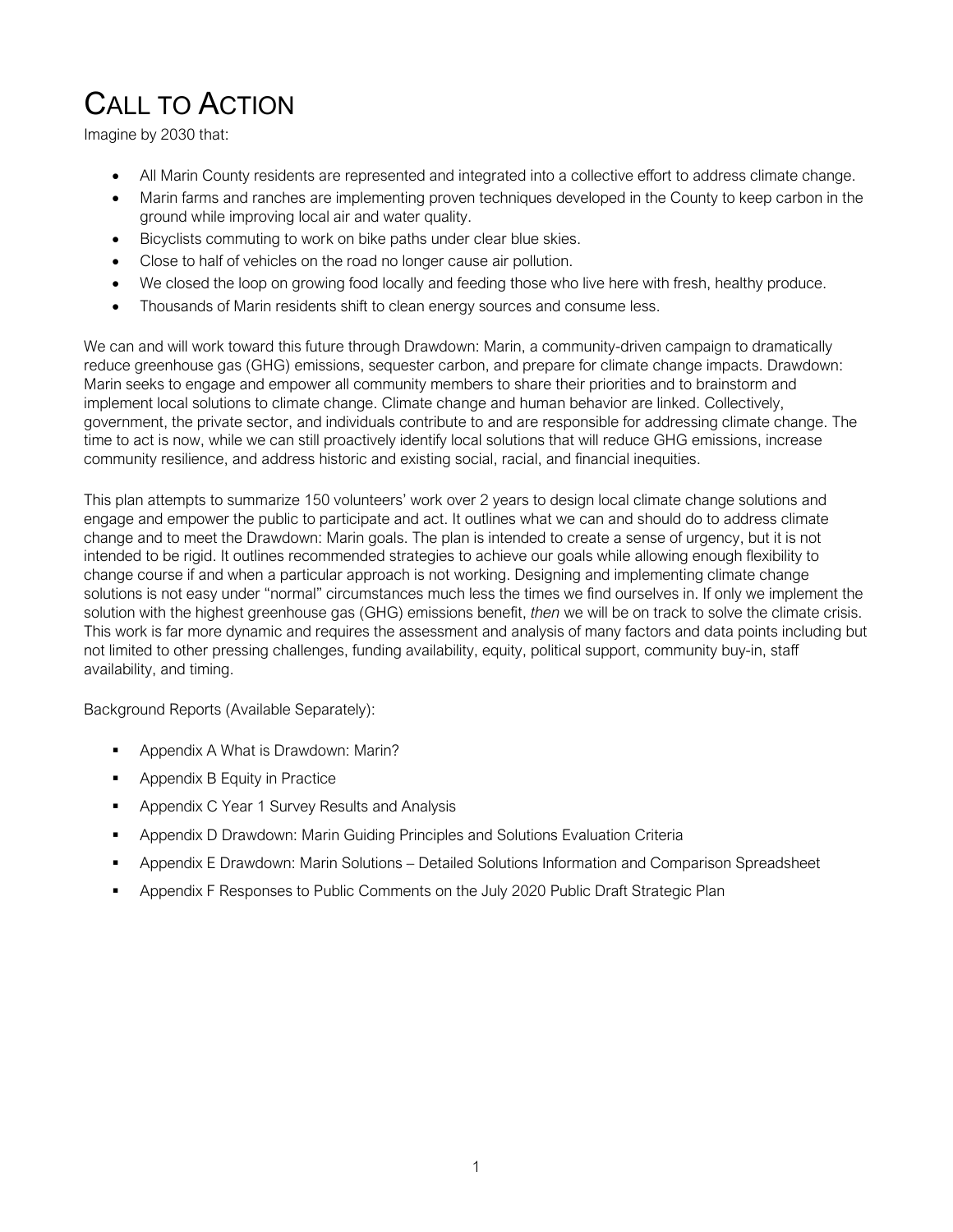# CALL TO ACTION

Imagine by 2030 that:

- All Marin County residents are represented and integrated into a collective effort to address climate change.
- Marin farms and ranches are implementing proven techniques developed in the County to keep carbon in the ground while improving local air and water quality.
- Bicyclists commuting to work on bike paths under clear blue skies.
- Close to half of vehicles on the road no longer cause air pollution.
- We closed the loop on growing food locally and feeding those who live here with fresh, healthy produce.
- Thousands of Marin residents shift to clean energy sources and consume less.

We can and will work toward this future through Drawdown: Marin, a community-driven campaign to dramatically reduce greenhouse gas (GHG) emissions, sequester carbon, and prepare for climate change impacts. Drawdown: Marin seeks to engage and empower all community members to share their priorities and to brainstorm and implement local solutions to climate change. Climate change and human behavior are linked. Collectively, government, the private sector, and individuals contribute to and are responsible for addressing climate change. The time to act is now, while we can still proactively identify local solutions that will reduce GHG emissions, increase community resilience, and address historic and existing social, racial, and financial inequities.

This plan attempts to summarize 150 volunteers' work over 2 years to design local climate change solutions and engage and empower the public to participate and act. It outlines what we can and should do to address climate change and to meet the Drawdown: Marin goals. The plan is intended to create a sense of urgency, but it is not intended to be rigid. It outlines recommended strategies to achieve our goals while allowing enough flexibility to change course if and when a particular approach is not working. Designing and implementing climate change solutions is not easy under "normal" circumstances much less the times we find ourselves in. If only we implement the solution with the highest greenhouse gas (GHG) emissions benefit, *then* we will be on track to solve the climate crisis. This work is far more dynamic and requires the assessment and analysis of many factors and data points including but not limited to other pressing challenges, funding availability, equity, political support, community buy-in, staff availability, and timing.

Background Reports (Available Separately):

- Appendix A What is Drawdown: Marin?
- Appendix B Equity in Practice
- Appendix C Year 1 Survey Results and Analysis
- Appendix D Drawdown: Marin Guiding Principles and Solutions Evaluation Criteria
- Appendix E Drawdown: Marin Solutions – Detailed Solutions Information and Comparison Spreadsheet
- Appendix F Responses to Public Comments on the July 2020 Public Draft Strategic Plan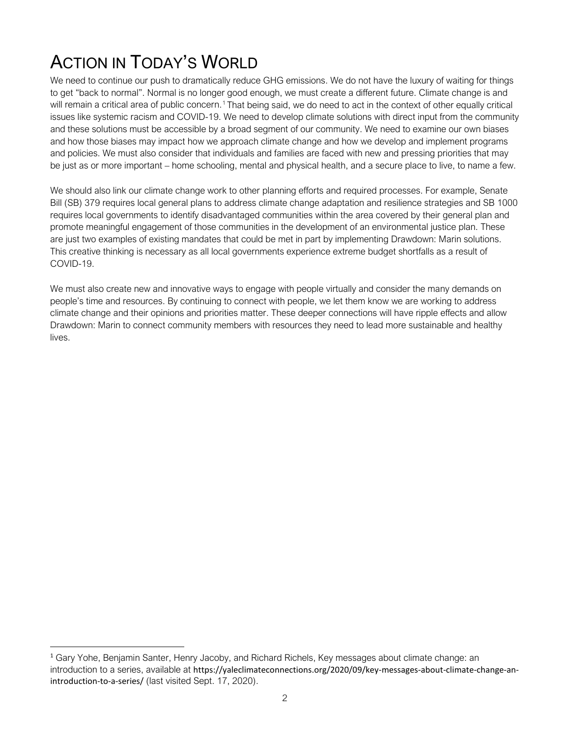# ACTION IN TODAY'S WORLD

We need to continue our push to dramatically reduce GHG emissions. We do not have the luxury of waiting for things to get "back to normal". Normal is no longer good enough, we must create a different future. Climate change is and will remain a critical area of public concern.[1] That being said, we do need to act in the context of other equally critical issues like systemic racism and COVID-19. We need to develop climate solutions with direct input from the community and these solutions must be accessible by a broad segment of our community. We need to examine our own biases and how those biases may impact how we approach climate change and how we develop and implement programs and policies. We must also consider that individuals and families are faced with new and pressing priorities that may be just as or more important – home schooling, mental and physical health, and a secure place to live, to name a few.

We should also link our climate change work to other planning efforts and required processes. For example, Senate Bill (SB) 379 requires local general plans to address climate change adaptation and resilience strategies and SB 1000 requires local governments to identify disadvantaged communities within the area covered by their general plan and promote meaningful engagement of those communities in the development of an environmental justice plan. These are just two examples of existing mandates that could be met in part by implementing Drawdown: Marin solutions. This creative thinking is necessary as all local governments experience extreme budget shortfalls as a result of COVID-19.

We must also create new and innovative ways to engage with people virtually and consider the many demands on people's time and resources. By continuing to connect with people, we let them know we are working to address climate change and their opinions and priorities matter. These deeper connections will have ripple effects and allow Drawdown: Marin to connect community members with resources they need to lead more sustainable and healthy lives.

---

[1] Gary Yohe, Benjamin Santer, Henry Jacoby, and Richard Richels, Key messages about climate change: an introduction to a series, available at https://yaleclimateconnections.org/2020/09/key-messages-about-climate-change-an-introduction-to-a-series/ (last visited Sept. 17, 2020).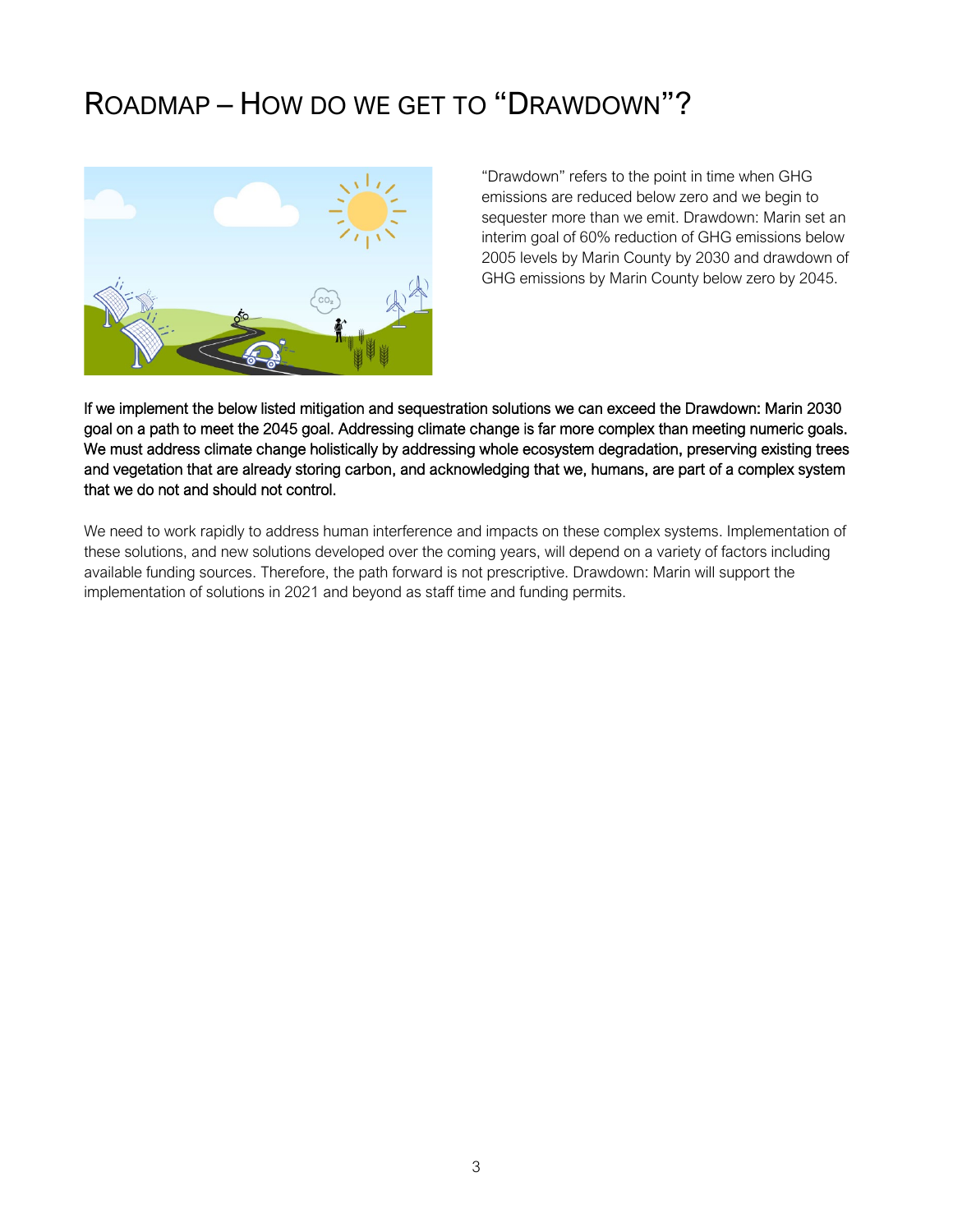# ROADMAP – HOW DO WE GET TO "DRAWDOWN"?

"Drawdown" refers to the point in time when GHG emissions are reduced below zero and we begin to sequester more than we emit. Drawdown: Marin set an interim goal of 60% reduction of GHG emissions below 2005 levels by Marin County by 2030 and drawdown of GHG emissions by Marin County below zero by 2045.

If we implement the below listed mitigation and sequestration solutions we can exceed the Drawdown: Marin 2030 goal on a path to meet the 2045 goal. Addressing climate change is far more complex than meeting numeric goals. We must address climate change holistically by addressing whole ecosystem degradation, preserving existing trees and vegetation that are already storing carbon, and acknowledging that we, humans, are part of a complex system that we do not and should not control.

We need to work rapidly to address human interference and impacts on these complex systems. Implementation of these solutions, and new solutions developed over the coming years, will depend on a variety of factors including available funding sources. Therefore, the path forward is not prescriptive. Drawdown: Marin will support the implementation of solutions in 2021 and beyond as staff time and funding permits.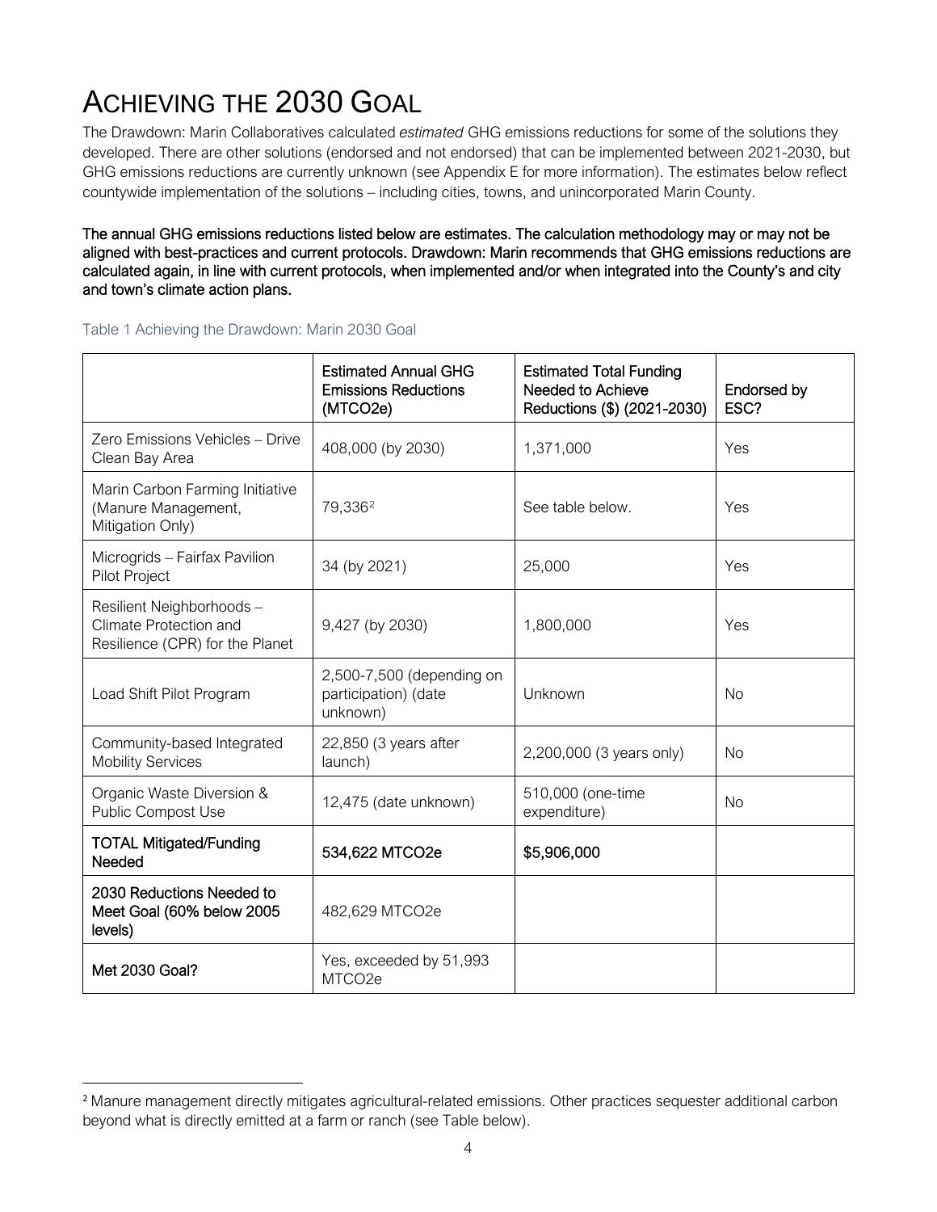# ACHIEVING THE 2030 GOAL

The Drawdown: Marin Collaboratives calculated *estimated* GHG emissions reductions for some of the solutions they developed. There are other solutions (endorsed and not endorsed) that can be implemented between 2021-2030, but GHG emissions reductions are currently unknown (see Appendix E for more information). The estimates below reflect countywide implementation of the solutions – including cities, towns, and unincorporated Marin County.

**The annual GHG emissions reductions listed below are estimates. The calculation methodology may or may not be aligned with best-practices and current protocols. Drawdown: Marin recommends that GHG emissions reductions are calculated again, in line with current protocols, when implemented and/or when integrated into the County's and city and town's climate action plans.**

Table 1 Achieving the Drawdown: Marin 2030 Goal

| | Estimated Annual GHG Emissions Reductions (MTCO2e) | Estimated Total Funding Needed to Achieve Reductions ($) (2021-2030) | Endorsed by ESC? |
|---|---|---|---|
| Zero Emissions Vehicles – Drive Clean Bay Area | 408,000 (by 2030) | 1,371,000 | Yes |
| Marin Carbon Farming Initiative (Manure Management, Mitigation Only) | 79,336[2] | See table below. | Yes |
| Microgrids – Fairfax Pavilion Pilot Project | 34 (by 2021) | 25,000 | Yes |
| Resilient Neighborhoods – Climate Protection and Resilience (CPR) for the Planet | 9,427 (by 2030) | 1,800,000 | Yes |
| Load Shift Pilot Program | 2,500-7,500 (depending on participation) (date unknown) | Unknown | No |
| Community-based Integrated Mobility Services | 22,850 (3 years after launch) | 2,200,000 (3 years only) | No |
| Organic Waste Diversion & Public Compost Use | 12,475 (date unknown) | 510,000 (one-time expenditure) | No |
| **TOTAL Mitigated/Funding Needed** | **534,622 MTCO2e** | **$5,906,000** | |
| **2030 Reductions Needed to Meet Goal (60% below 2005 levels)** | 482,629 MTCO2e | | |
| **Met 2030 Goal?** | Yes, exceeded by 51,993 MTCO2e | | |

[2] Manure management directly mitigates agricultural-related emissions. Other practices sequester additional carbon beyond what is directly emitted at a farm or ranch (see Table below).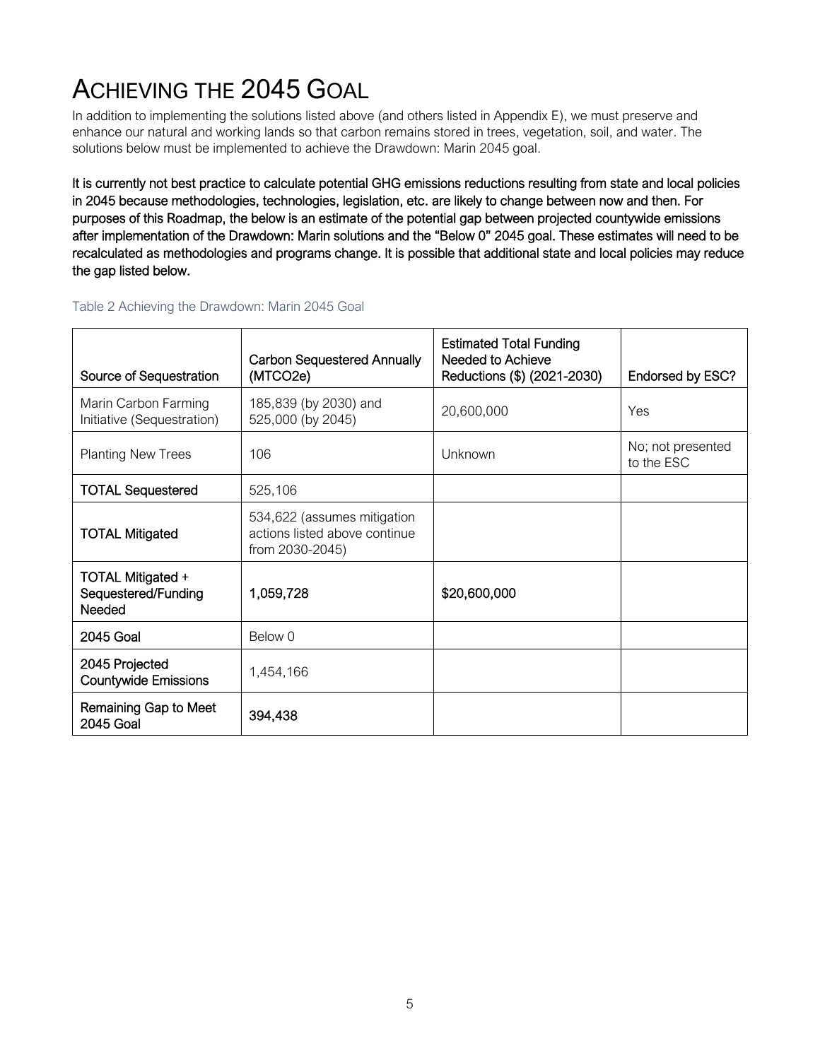# ACHIEVING THE 2045 GOAL

In addition to implementing the solutions listed above (and others listed in Appendix E), we must preserve and enhance our natural and working lands so that carbon remains stored in trees, vegetation, soil, and water. The solutions below must be implemented to achieve the Drawdown: Marin 2045 goal.

**It is currently not best practice to calculate potential GHG emissions reductions resulting from state and local policies in 2045 because methodologies, technologies, legislation, etc. are likely to change between now and then. For purposes of this Roadmap, the below is an estimate of the potential gap between projected countywide emissions after implementation of the Drawdown: Marin solutions and the "Below 0" 2045 goal. These estimates will need to be recalculated as methodologies and programs change. It is possible that additional state and local policies may reduce the gap listed below.**

Table 2 Achieving the Drawdown: Marin 2045 Goal

| Source of Sequestration | Carbon Sequestered Annually (MTCO2e) | Estimated Total Funding Needed to Achieve Reductions ($) (2021-2030) | Endorsed by ESC? |
|---|---|---|---|
| Marin Carbon Farming Initiative (Sequestration) | 185,839 (by 2030) and 525,000 (by 2045) | 20,600,000 | Yes |
| Planting New Trees | 106 | Unknown | No; not presented to the ESC |
| **TOTAL Sequestered** | 525,106 | | |
| **TOTAL Mitigated** | 534,622 (assumes mitigation actions listed above continue from 2030-2045) | | |
| **TOTAL Mitigated + Sequestered/Funding Needed** | **1,059,728** | **$20,600,000** | |
| **2045 Goal** | Below 0 | | |
| **2045 Projected Countywide Emissions** | 1,454,166 | | |
| **Remaining Gap to Meet 2045 Goal** | **394,438** | | |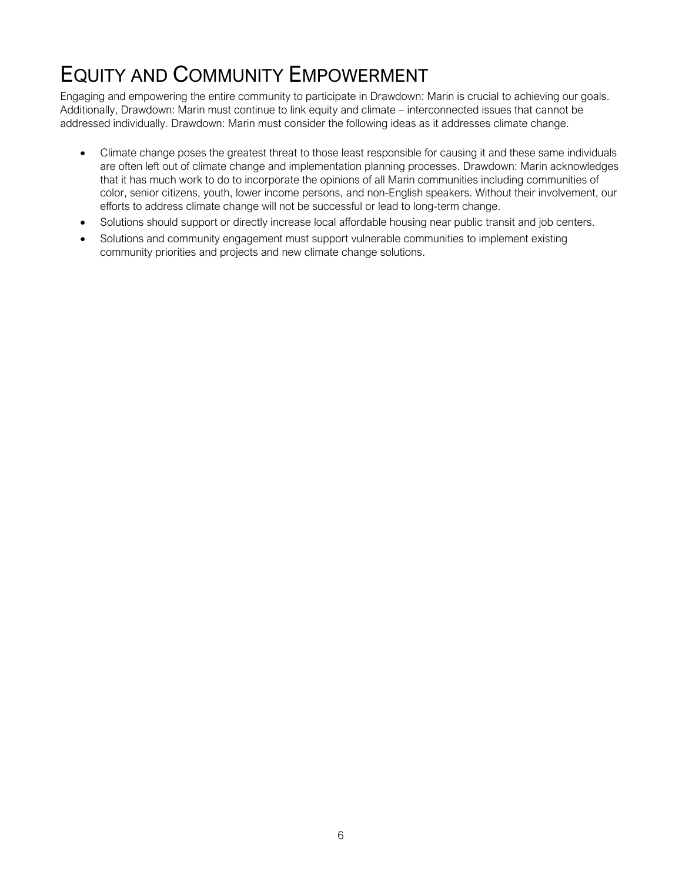# Equity and Community Empowerment

Engaging and empowering the entire community to participate in Drawdown: Marin is crucial to achieving our goals. Additionally, Drawdown: Marin must continue to link equity and climate – interconnected issues that cannot be addressed individually. Drawdown: Marin must consider the following ideas as it addresses climate change.

- Climate change poses the greatest threat to those least responsible for causing it and these same individuals are often left out of climate change and implementation planning processes. Drawdown: Marin acknowledges that it has much work to do to incorporate the opinions of all Marin communities including communities of color, senior citizens, youth, lower income persons, and non-English speakers. Without their involvement, our efforts to address climate change will not be successful or lead to long-term change.
- Solutions should support or directly increase local affordable housing near public transit and job centers.
- Solutions and community engagement must support vulnerable communities to implement existing community priorities and projects and new climate change solutions.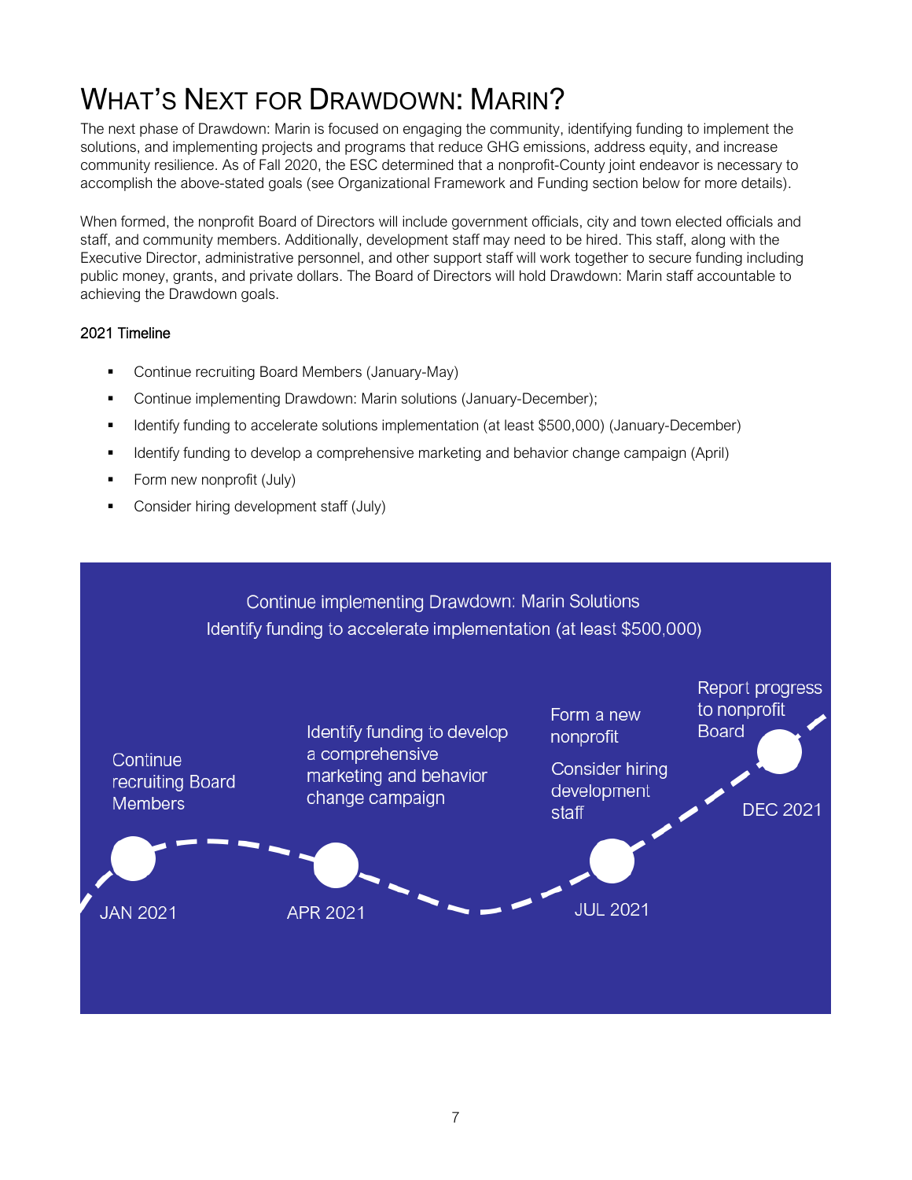# WHAT'S NEXT FOR DRAWDOWN: MARIN?

The next phase of Drawdown: Marin is focused on engaging the community, identifying funding to implement the solutions, and implementing projects and programs that reduce GHG emissions, address equity, and increase community resilience. As of Fall 2020, the ESC determined that a nonprofit-County joint endeavor is necessary to accomplish the above-stated goals (see Organizational Framework and Funding section below for more details).

When formed, the nonprofit Board of Directors will include government officials, city and town elected officials and staff, and community members. Additionally, development staff may need to be hired. This staff, along with the Executive Director, administrative personnel, and other support staff will work together to secure funding including public money, grants, and private dollars. The Board of Directors will hold Drawdown: Marin staff accountable to achieving the Drawdown goals.

2021 Timeline

- Continue recruiting Board Members (January-May)
- Continue implementing Drawdown: Marin solutions (January-December);
- Identify funding to accelerate solutions implementation (at least $500,000) (January-December)
- Identify funding to develop a comprehensive marketing and behavior change campaign (April)
- Form new nonprofit (July)
- Consider hiring development staff (July)

Continue implementing Drawdown: Marin Solutions
Identify funding to accelerate implementation (at least $500,000)

JAN 2021 — Continue recruiting Board Members

APR 2021 — Identify funding to develop a comprehensive marketing and behavior change campaign

JUL 2021 — Form a new nonprofit; Consider hiring development staff

DEC 2021 — Report progress to nonprofit Board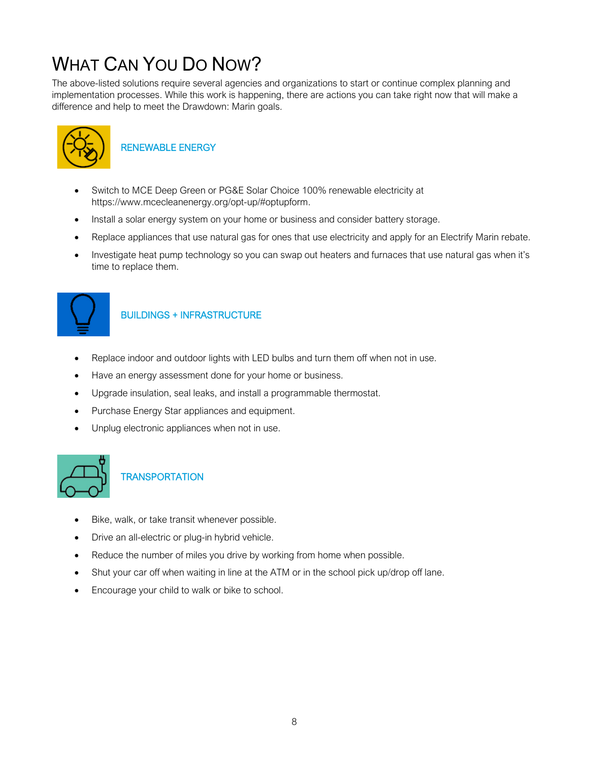# What Can You Do Now?

The above-listed solutions require several agencies and organizations to start or continue complex planning and implementation processes. While this work is happening, there are actions you can take right now that will make a difference and help to meet the Drawdown: Marin goals.

### RENEWABLE ENERGY

- Switch to MCE Deep Green or PG&E Solar Choice 100% renewable electricity at https://www.mcecleanenergy.org/opt-up/#optupform.
- Install a solar energy system on your home or business and consider battery storage.
- Replace appliances that use natural gas for ones that use electricity and apply for an Electrify Marin rebate.
- Investigate heat pump technology so you can swap out heaters and furnaces that use natural gas when it's time to replace them.

### BUILDINGS + INFRASTRUCTURE

- Replace indoor and outdoor lights with LED bulbs and turn them off when not in use.
- Have an energy assessment done for your home or business.
- Upgrade insulation, seal leaks, and install a programmable thermostat.
- Purchase Energy Star appliances and equipment.
- Unplug electronic appliances when not in use.

### TRANSPORTATION

- Bike, walk, or take transit whenever possible.
- Drive an all-electric or plug-in hybrid vehicle.
- Reduce the number of miles you drive by working from home when possible.
- Shut your car off when waiting in line at the ATM or in the school pick up/drop off lane.
- Encourage your child to walk or bike to school.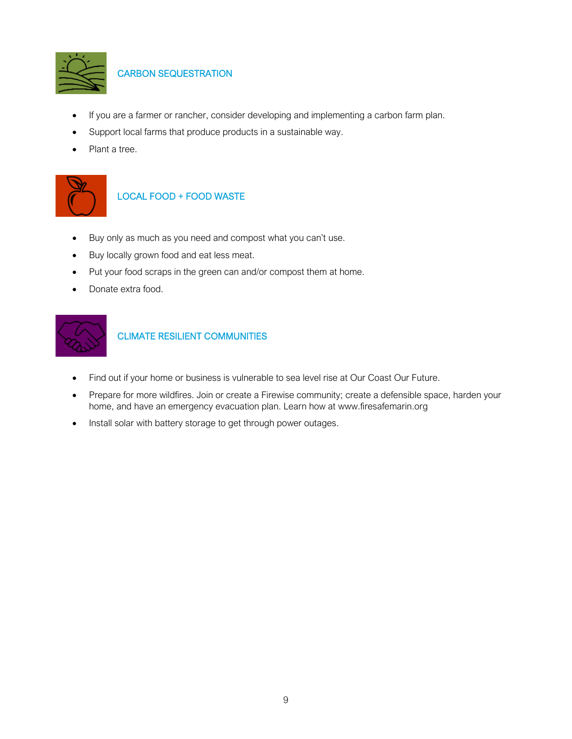## CARBON SEQUESTRATION

- If you are a farmer or rancher, consider developing and implementing a carbon farm plan.
- Support local farms that produce products in a sustainable way.
- Plant a tree.

## LOCAL FOOD + FOOD WASTE

- Buy only as much as you need and compost what you can't use.
- Buy locally grown food and eat less meat.
- Put your food scraps in the green can and/or compost them at home.
- Donate extra food.

## CLIMATE RESILIENT COMMUNITIES

- Find out if your home or business is vulnerable to sea level rise at Our Coast Our Future.
- Prepare for more wildfires. Join or create a Firewise community; create a defensible space, harden your home, and have an emergency evacuation plan. Learn how at www.firesafemarin.org
- Install solar with battery storage to get through power outages.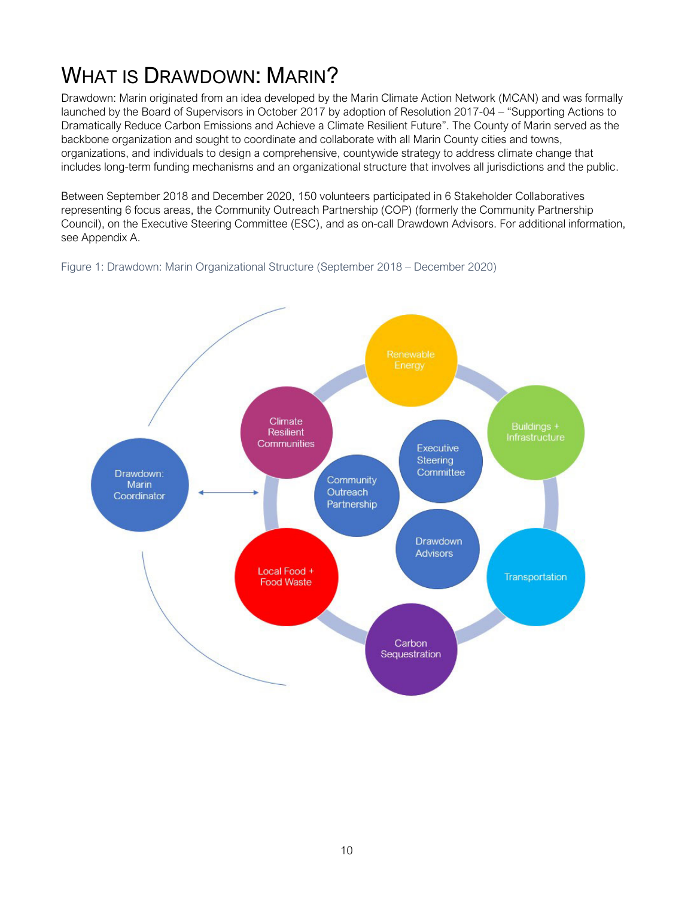# WHAT IS DRAWDOWN: MARIN?

Drawdown: Marin originated from an idea developed by the Marin Climate Action Network (MCAN) and was formally launched by the Board of Supervisors in October 2017 by adoption of Resolution 2017-04 – "Supporting Actions to Dramatically Reduce Carbon Emissions and Achieve a Climate Resilient Future". The County of Marin served as the backbone organization and sought to coordinate and collaborate with all Marin County cities and towns, organizations, and individuals to design a comprehensive, countywide strategy to address climate change that includes long-term funding mechanisms and an organizational structure that involves all jurisdictions and the public.

Between September 2018 and December 2020, 150 volunteers participated in 6 Stakeholder Collaboratives representing 6 focus areas, the Community Outreach Partnership (COP) (formerly the Community Partnership Council), on the Executive Steering Committee (ESC), and as on-call Drawdown Advisors. For additional information, see Appendix A.

Figure 1: Drawdown: Marin Organizational Structure (September 2018 – December 2020)

Drawdown: Marin Coordinator

Renewable Energy

Buildings + Infrastructure

Transportation

Carbon Sequestration

Local Food + Food Waste

Climate Resilient Communities

Executive Steering Committee

Community Outreach Partnership

Drawdown Advisors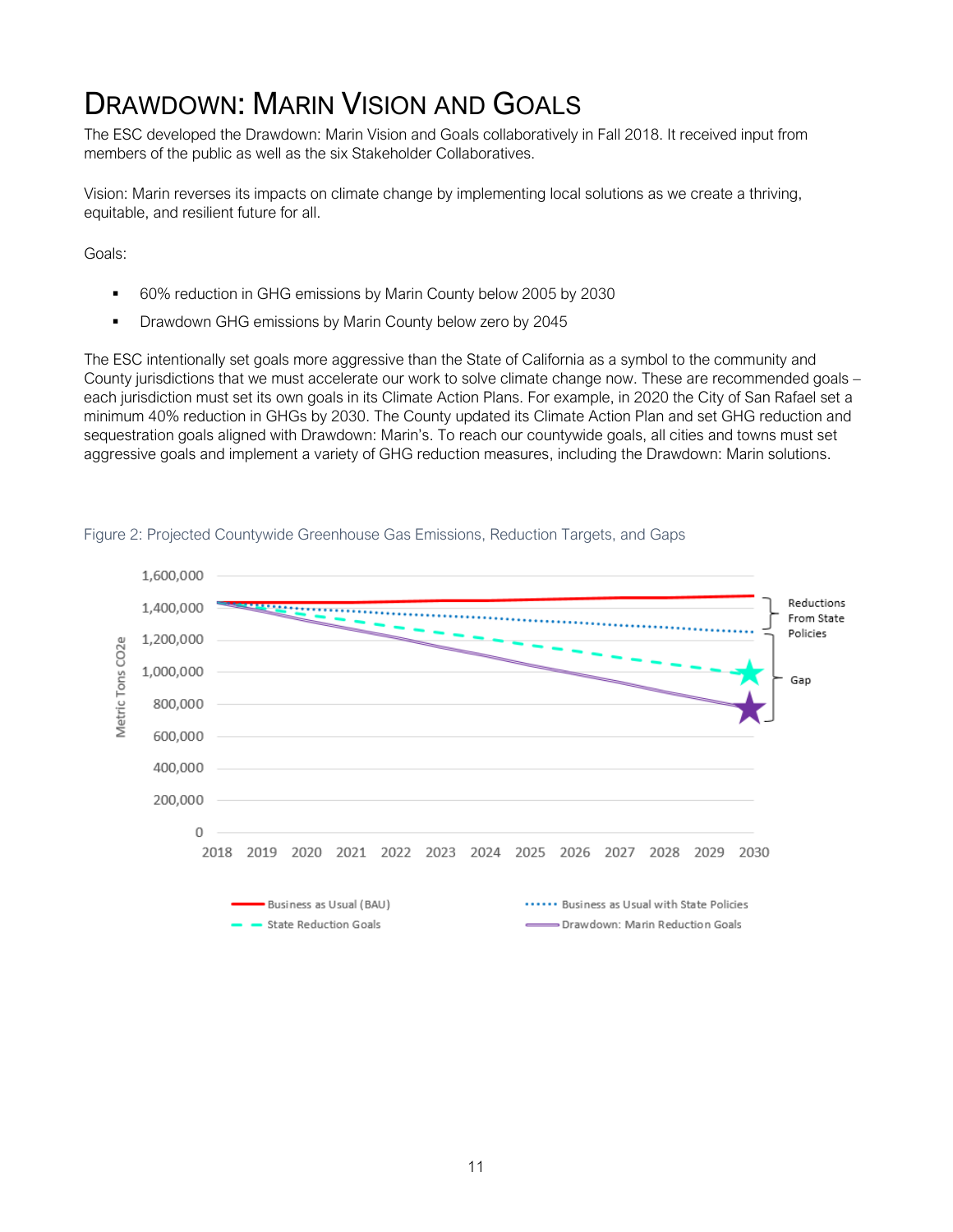# DRAWDOWN: MARIN VISION AND GOALS

The ESC developed the Drawdown: Marin Vision and Goals collaboratively in Fall 2018. It received input from members of the public as well as the six Stakeholder Collaboratives.

Vision: Marin reverses its impacts on climate change by implementing local solutions as we create a thriving, equitable, and resilient future for all.

Goals:

- 60% reduction in GHG emissions by Marin County below 2005 by 2030
- Drawdown GHG emissions by Marin County below zero by 2045

The ESC intentionally set goals more aggressive than the State of California as a symbol to the community and County jurisdictions that we must accelerate our work to solve climate change now. These are recommended goals – each jurisdiction must set its own goals in its Climate Action Plans. For example, in 2020 the City of San Rafael set a minimum 40% reduction in GHGs by 2030. The County updated its Climate Action Plan and set GHG reduction and sequestration goals aligned with Drawdown: Marin's. To reach our countywide goals, all cities and towns must set aggressive goals and implement a variety of GHG reduction measures, including the Drawdown: Marin solutions.

Figure 2: Projected Countywide Greenhouse Gas Emissions, Reduction Targets, and Gaps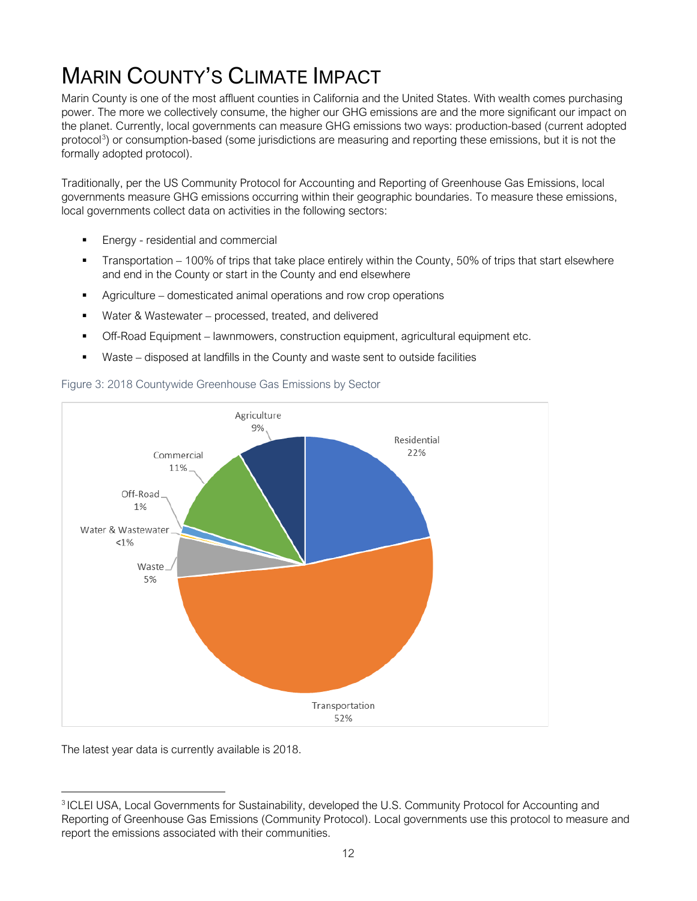# MARIN COUNTY'S CLIMATE IMPACT

Marin County is one of the most affluent counties in California and the United States. With wealth comes purchasing power. The more we collectively consume, the higher our GHG emissions are and the more significant our impact on the planet. Currently, local governments can measure GHG emissions two ways: production-based (current adopted protocol[3]) or consumption-based (some jurisdictions are measuring and reporting these emissions, but it is not the formally adopted protocol).

Traditionally, per the US Community Protocol for Accounting and Reporting of Greenhouse Gas Emissions, local governments measure GHG emissions occurring within their geographic boundaries. To measure these emissions, local governments collect data on activities in the following sectors:

- Energy - residential and commercial
- Transportation – 100% of trips that take place entirely within the County, 50% of trips that start elsewhere and end in the County or start in the County and end elsewhere
- Agriculture – domesticated animal operations and row crop operations
- Water & Wastewater – processed, treated, and delivered
- Off-Road Equipment – lawnmowers, construction equipment, agricultural equipment etc.
- Waste – disposed at landfills in the County and waste sent to outside facilities

Figure 3: 2018 Countywide Greenhouse Gas Emissions by Sector

| Sector | Share |
|---|---|
| Transportation | 52% |
| Residential | 22% |
| Commercial | 11% |
| Agriculture | 9% |
| Waste | 5% |
| Off-Road | 1% |
| Water & Wastewater | <1% |

The latest year data is currently available is 2018.

---

[3] ICLEI USA, Local Governments for Sustainability, developed the U.S. Community Protocol for Accounting and Reporting of Greenhouse Gas Emissions (Community Protocol). Local governments use this protocol to measure and report the emissions associated with their communities.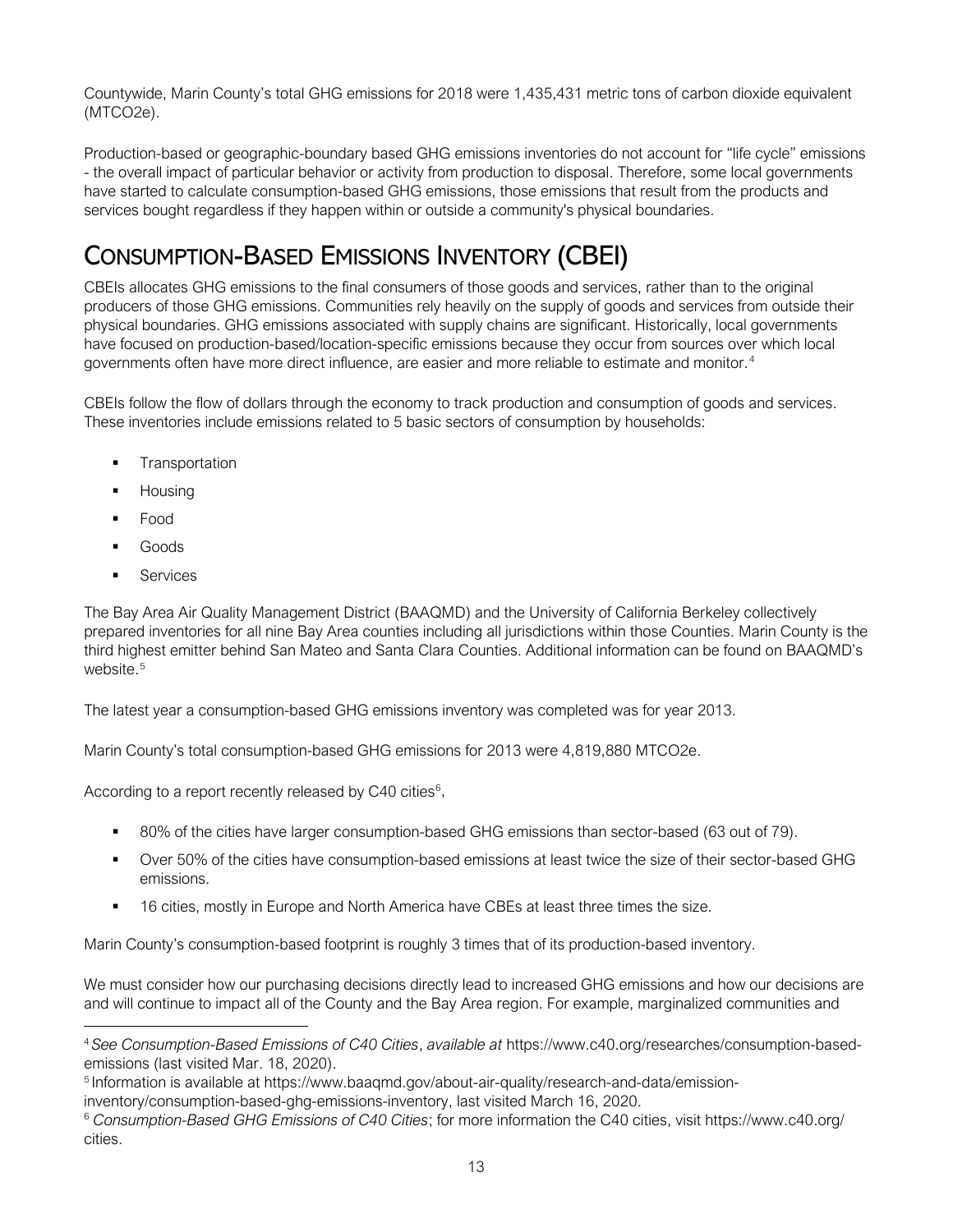Countywide, Marin County's total GHG emissions for 2018 were 1,435,431 metric tons of carbon dioxide equivalent (MTCO2e).

Production-based or geographic-boundary based GHG emissions inventories do not account for "life cycle" emissions - the overall impact of particular behavior or activity from production to disposal. Therefore, some local governments have started to calculate consumption-based GHG emissions, those emissions that result from the products and services bought regardless if they happen within or outside a community's physical boundaries.

## Consumption-Based Emissions Inventory (CBEI)

CBEIs allocates GHG emissions to the final consumers of those goods and services, rather than to the original producers of those GHG emissions. Communities rely heavily on the supply of goods and services from outside their physical boundaries. GHG emissions associated with supply chains are significant. Historically, local governments have focused on production-based/location-specific emissions because they occur from sources over which local governments often have more direct influence, are easier and more reliable to estimate and monitor.[4]

CBEIs follow the flow of dollars through the economy to track production and consumption of goods and services. These inventories include emissions related to 5 basic sectors of consumption by households:

- Transportation
- Housing
- Food
- Goods
- Services

The Bay Area Air Quality Management District (BAAQMD) and the University of California Berkeley collectively prepared inventories for all nine Bay Area counties including all jurisdictions within those Counties. Marin County is the third highest emitter behind San Mateo and Santa Clara Counties. Additional information can be found on BAAQMD's website.[5]

The latest year a consumption-based GHG emissions inventory was completed was for year 2013.

Marin County's total consumption-based GHG emissions for 2013 were 4,819,880 MTCO2e.

According to a report recently released by C40 cities[6],

- 80% of the cities have larger consumption-based GHG emissions than sector-based (63 out of 79).
- Over 50% of the cities have consumption-based emissions at least twice the size of their sector-based GHG emissions.
- 16 cities, mostly in Europe and North America have CBEs at least three times the size.

Marin County's consumption-based footprint is roughly 3 times that of its production-based inventory.

We must consider how our purchasing decisions directly lead to increased GHG emissions and how our decisions are and will continue to impact all of the County and the Bay Area region. For example, marginalized communities and

---

[4] *See Consumption-Based Emissions of C40 Cities*, *available at* https://www.c40.org/researches/consumption-based-emissions (last visited Mar. 18, 2020).

[5] Information is available at https://www.baaqmd.gov/about-air-quality/research-and-data/emission-inventory/consumption-based-ghg-emissions-inventory, last visited March 16, 2020.

[6] *Consumption-Based GHG Emissions of C40 Cities*; for more information the C40 cities, visit https://www.c40.org/cities.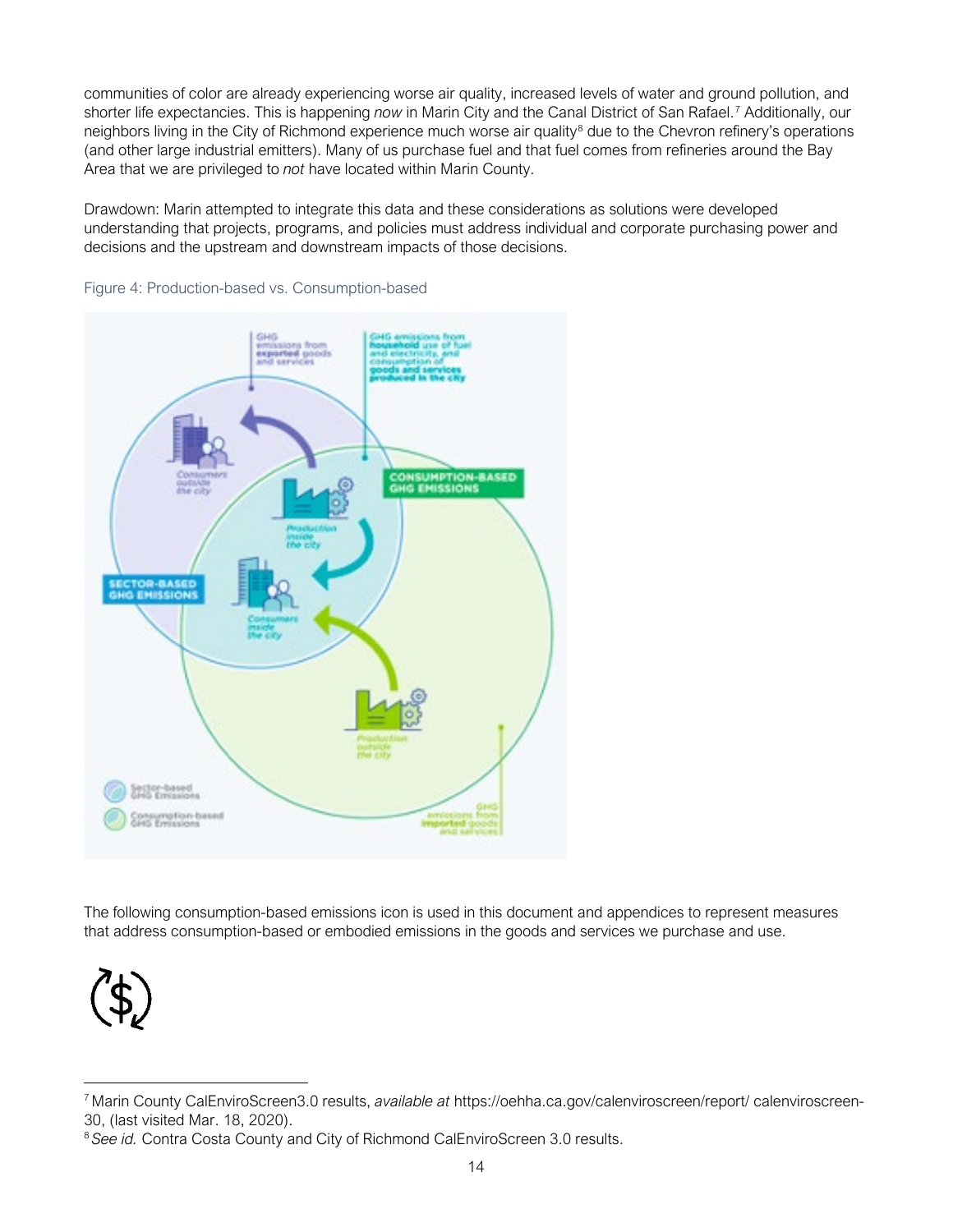communities of color are already experiencing worse air quality, increased levels of water and ground pollution, and shorter life expectancies. This is happening *now* in Marin City and the Canal District of San Rafael.[7] Additionally, our neighbors living in the City of Richmond experience much worse air quality[8] due to the Chevron refinery's operations (and other large industrial emitters). Many of us purchase fuel and that fuel comes from refineries around the Bay Area that we are privileged to *not* have located within Marin County.

Drawdown: Marin attempted to integrate this data and these considerations as solutions were developed understanding that projects, programs, and policies must address individual and corporate purchasing power and decisions and the upstream and downstream impacts of those decisions.

Figure 4: Production-based vs. Consumption-based

The following consumption-based emissions icon is used in this document and appendices to represent measures that address consumption-based or embodied emissions in the goods and services we purchase and use.

[7] Marin County CalEnviroScreen3.0 results, *available at* https://oehha.ca.gov/calenviroscreen/report/ calenviroscreen-30, (last visited Mar. 18, 2020).

[8] *See id.* Contra Costa County and City of Richmond CalEnviroScreen 3.0 results.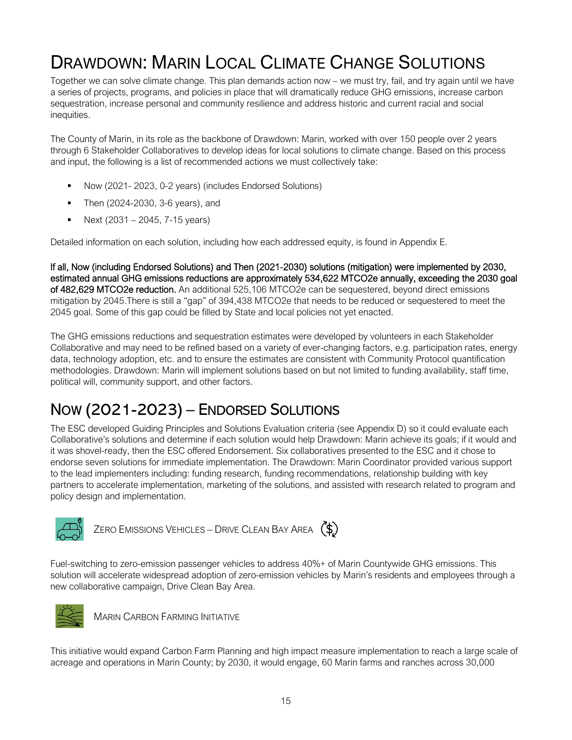# DRAWDOWN: MARIN LOCAL CLIMATE CHANGE SOLUTIONS

Together we can solve climate change. This plan demands action now – we must try, fail, and try again until we have a series of projects, programs, and policies in place that will dramatically reduce GHG emissions, increase carbon sequestration, increase personal and community resilience and address historic and current racial and social inequities.

The County of Marin, in its role as the backbone of Drawdown: Marin, worked with over 150 people over 2 years through 6 Stakeholder Collaboratives to develop ideas for local solutions to climate change. Based on this process and input, the following is a list of recommended actions we must collectively take:

- Now (2021- 2023, 0-2 years) (includes Endorsed Solutions)
- Then (2024-2030, 3-6 years), and
- Next (2031 – 2045, 7-15 years)

Detailed information on each solution, including how each addressed equity, is found in Appendix E.

**If all, Now (including Endorsed Solutions) and Then (2021-2030) solutions (mitigation) were implemented by 2030, estimated annual GHG emissions reductions are approximately 534,622 MTCO2e annually, exceeding the 2030 goal of 482,629 MTCO2e reduction.** An additional 525,106 MTCO2e can be sequestered, beyond direct emissions mitigation by 2045.There is still a "gap" of 394,438 MTCO2e that needs to be reduced or sequestered to meet the 2045 goal. Some of this gap could be filled by State and local policies not yet enacted.

The GHG emissions reductions and sequestration estimates were developed by volunteers in each Stakeholder Collaborative and may need to be refined based on a variety of ever-changing factors, e.g. participation rates, energy data, technology adoption, etc. and to ensure the estimates are consistent with Community Protocol quantification methodologies. Drawdown: Marin will implement solutions based on but not limited to funding availability, staff time, political will, community support, and other factors.

## NOW (2021-2023) – ENDORSED SOLUTIONS

The ESC developed Guiding Principles and Solutions Evaluation criteria (see Appendix D) so it could evaluate each Collaborative's solutions and determine if each solution would help Drawdown: Marin achieve its goals; if it would and it was shovel-ready, then the ESC offered Endorsement. Six collaboratives presented to the ESC and it chose to endorse seven solutions for immediate implementation. The Drawdown: Marin Coordinator provided various support to the lead implementers including: funding research, funding recommendations, relationship building with key partners to accelerate implementation, marketing of the solutions, and assisted with research related to program and policy design and implementation.

### ZERO EMISSIONS VEHICLES – DRIVE CLEAN BAY AREA

Fuel-switching to zero-emission passenger vehicles to address 40%+ of Marin Countywide GHG emissions. This solution will accelerate widespread adoption of zero-emission vehicles by Marin's residents and employees through a new collaborative campaign, Drive Clean Bay Area.

### MARIN CARBON FARMING INITIATIVE

This initiative would expand Carbon Farm Planning and high impact measure implementation to reach a large scale of acreage and operations in Marin County; by 2030, it would engage, 60 Marin farms and ranches across 30,000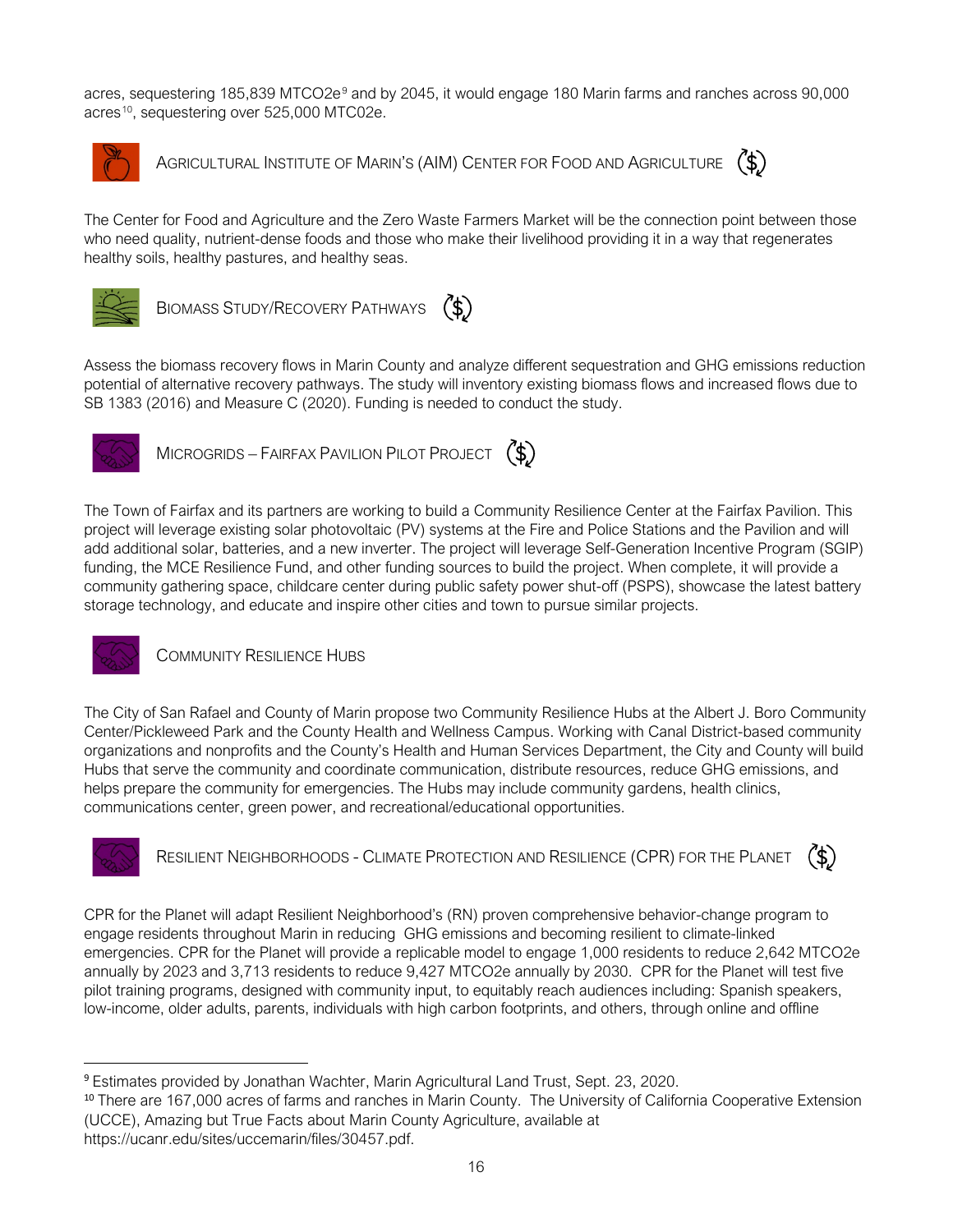acres, sequestering 185,839 MTCO2e[9] and by 2045, it would engage 180 Marin farms and ranches across 90,000 acres[10], sequestering over 525,000 MTC02e.

### AGRICULTURAL INSTITUTE OF MARIN'S (AIM) CENTER FOR FOOD AND AGRICULTURE ($)

The Center for Food and Agriculture and the Zero Waste Farmers Market will be the connection point between those who need quality, nutrient-dense foods and those who make their livelihood providing it in a way that regenerates healthy soils, healthy pastures, and healthy seas.

### BIOMASS STUDY/RECOVERY PATHWAYS ($)

Assess the biomass recovery flows in Marin County and analyze different sequestration and GHG emissions reduction potential of alternative recovery pathways. The study will inventory existing biomass flows and increased flows due to SB 1383 (2016) and Measure C (2020). Funding is needed to conduct the study.

### MICROGRIDS – FAIRFAX PAVILION PILOT PROJECT ($)

The Town of Fairfax and its partners are working to build a Community Resilience Center at the Fairfax Pavilion. This project will leverage existing solar photovoltaic (PV) systems at the Fire and Police Stations and the Pavilion and will add additional solar, batteries, and a new inverter. The project will leverage Self-Generation Incentive Program (SGIP) funding, the MCE Resilience Fund, and other funding sources to build the project. When complete, it will provide a community gathering space, childcare center during public safety power shut-off (PSPS), showcase the latest battery storage technology, and educate and inspire other cities and town to pursue similar projects.

### COMMUNITY RESILIENCE HUBS

The City of San Rafael and County of Marin propose two Community Resilience Hubs at the Albert J. Boro Community Center/Pickleweed Park and the County Health and Wellness Campus. Working with Canal District-based community organizations and nonprofits and the County's Health and Human Services Department, the City and County will build Hubs that serve the community and coordinate communication, distribute resources, reduce GHG emissions, and helps prepare the community for emergencies. The Hubs may include community gardens, health clinics, communications center, green power, and recreational/educational opportunities.

### RESILIENT NEIGHBORHOODS - CLIMATE PROTECTION AND RESILIENCE (CPR) FOR THE PLANET ($)

CPR for the Planet will adapt Resilient Neighborhood's (RN) proven comprehensive behavior-change program to engage residents throughout Marin in reducing GHG emissions and becoming resilient to climate-linked emergencies. CPR for the Planet will provide a replicable model to engage 1,000 residents to reduce 2,642 MTCO2e annually by 2023 and 3,713 residents to reduce 9,427 MTCO2e annually by 2030. CPR for the Planet will test five pilot training programs, designed with community input, to equitably reach audiences including: Spanish speakers, low-income, older adults, parents, individuals with high carbon footprints, and others, through online and offline

---

[9] Estimates provided by Jonathan Wachter, Marin Agricultural Land Trust, Sept. 23, 2020.

[10] There are 167,000 acres of farms and ranches in Marin County. The University of California Cooperative Extension (UCCE), Amazing but True Facts about Marin County Agriculture, available at https://ucanr.edu/sites/uccemarin/files/30457.pdf.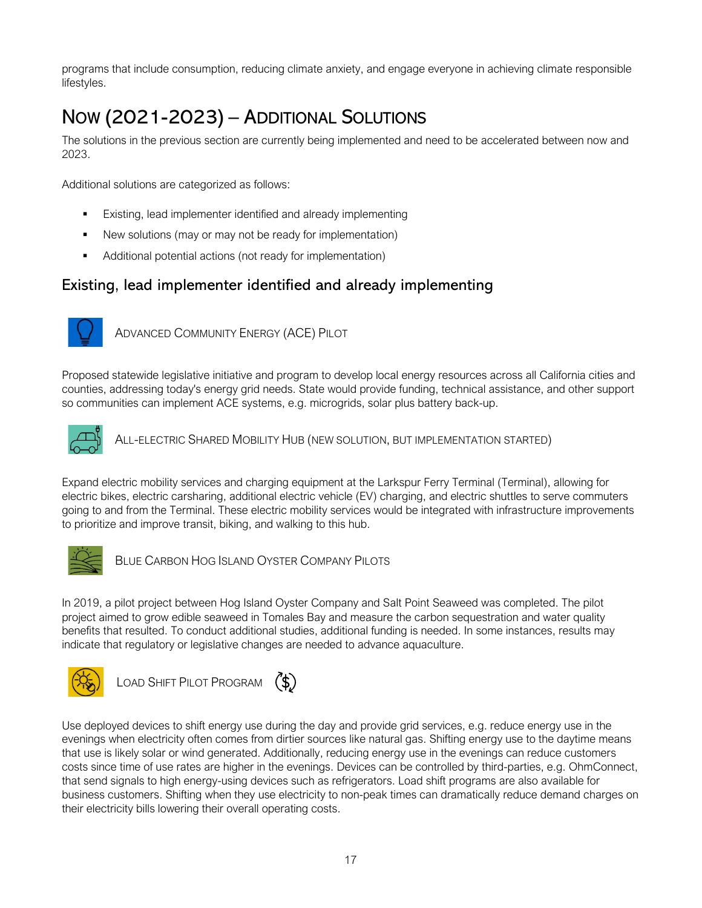programs that include consumption, reducing climate anxiety, and engage everyone in achieving climate responsible lifestyles.

## Now (2021-2023) – Additional Solutions

The solutions in the previous section are currently being implemented and need to be accelerated between now and 2023.

Additional solutions are categorized as follows:

- Existing, lead implementer identified and already implementing
- New solutions (may or may not be ready for implementation)
- Additional potential actions (not ready for implementation)

### Existing, lead implementer identified and already implementing

#### Advanced Community Energy (ACE) Pilot

Proposed statewide legislative initiative and program to develop local energy resources across all California cities and counties, addressing today's energy grid needs. State would provide funding, technical assistance, and other support so communities can implement ACE systems, e.g. microgrids, solar plus battery back-up.

#### All-Electric Shared Mobility Hub (new solution, but implementation started)

Expand electric mobility services and charging equipment at the Larkspur Ferry Terminal (Terminal), allowing for electric bikes, electric carsharing, additional electric vehicle (EV) charging, and electric shuttles to serve commuters going to and from the Terminal. These electric mobility services would be integrated with infrastructure improvements to prioritize and improve transit, biking, and walking to this hub.

#### Blue Carbon Hog Island Oyster Company Pilots

In 2019, a pilot project between Hog Island Oyster Company and Salt Point Seaweed was completed. The pilot project aimed to grow edible seaweed in Tomales Bay and measure the carbon sequestration and water quality benefits that resulted. To conduct additional studies, additional funding is needed. In some instances, results may indicate that regulatory or legislative changes are needed to advance aquaculture.

#### Load Shift Pilot Program

Use deployed devices to shift energy use during the day and provide grid services, e.g. reduce energy use in the evenings when electricity often comes from dirtier sources like natural gas. Shifting energy use to the daytime means that use is likely solar or wind generated. Additionally, reducing energy use in the evenings can reduce customers costs since time of use rates are higher in the evenings. Devices can be controlled by third-parties, e.g. OhmConnect, that send signals to high energy-using devices such as refrigerators. Load shift programs are also available for business customers. Shifting when they use electricity to non-peak times can dramatically reduce demand charges on their electricity bills lowering their overall operating costs.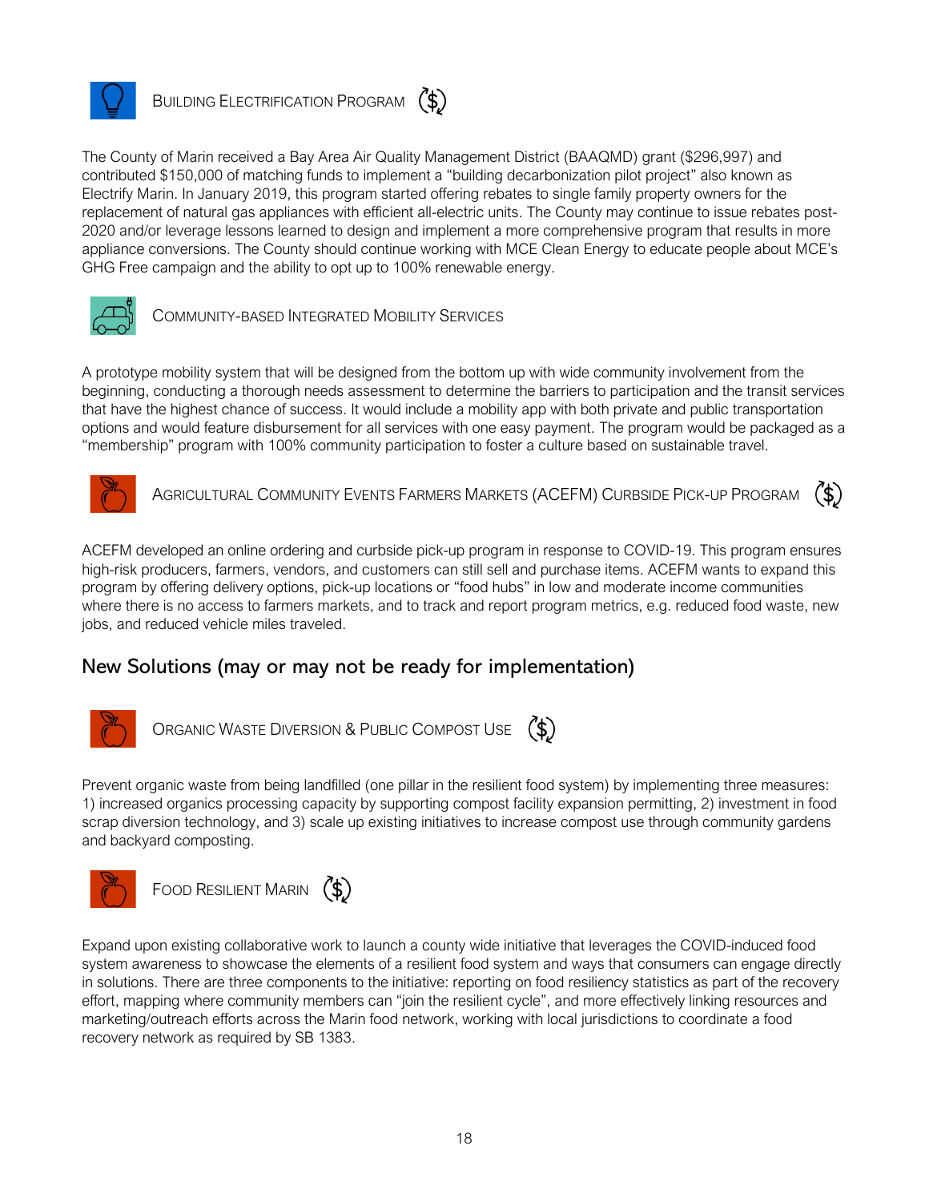### Building Electrification Program

The County of Marin received a Bay Area Air Quality Management District (BAAQMD) grant ($296,997) and contributed $150,000 of matching funds to implement a "building decarbonization pilot project" also known as Electrify Marin. In January 2019, this program started offering rebates to single family property owners for the replacement of natural gas appliances with efficient all-electric units. The County may continue to issue rebates post-2020 and/or leverage lessons learned to design and implement a more comprehensive program that results in more appliance conversions. The County should continue working with MCE Clean Energy to educate people about MCE's GHG Free campaign and the ability to opt up to 100% renewable energy.

### Community-Based Integrated Mobility Services

A prototype mobility system that will be designed from the bottom up with wide community involvement from the beginning, conducting a thorough needs assessment to determine the barriers to participation and the transit services that have the highest chance of success. It would include a mobility app with both private and public transportation options and would feature disbursement for all services with one easy payment. The program would be packaged as a "membership" program with 100% community participation to foster a culture based on sustainable travel.

### Agricultural Community Events Farmers Markets (ACEFM) Curbside Pick-up Program

ACEFM developed an online ordering and curbside pick-up program in response to COVID-19. This program ensures high-risk producers, farmers, vendors, and customers can still sell and purchase items. ACEFM wants to expand this program by offering delivery options, pick-up locations or "food hubs" in low and moderate income communities where there is no access to farmers markets, and to track and report program metrics, e.g. reduced food waste, new jobs, and reduced vehicle miles traveled.

## New Solutions (may or may not be ready for implementation)

### Organic Waste Diversion & Public Compost Use

Prevent organic waste from being landfilled (one pillar in the resilient food system) by implementing three measures: 1) increased organics processing capacity by supporting compost facility expansion permitting, 2) investment in food scrap diversion technology, and 3) scale up existing initiatives to increase compost use through community gardens and backyard composting.

### Food Resilient Marin

Expand upon existing collaborative work to launch a county wide initiative that leverages the COVID-induced food system awareness to showcase the elements of a resilient food system and ways that consumers can engage directly in solutions. There are three components to the initiative: reporting on food resiliency statistics as part of the recovery effort, mapping where community members can "join the resilient cycle", and more effectively linking resources and marketing/outreach efforts across the Marin food network, working with local jurisdictions to coordinate a food recovery network as required by SB 1383.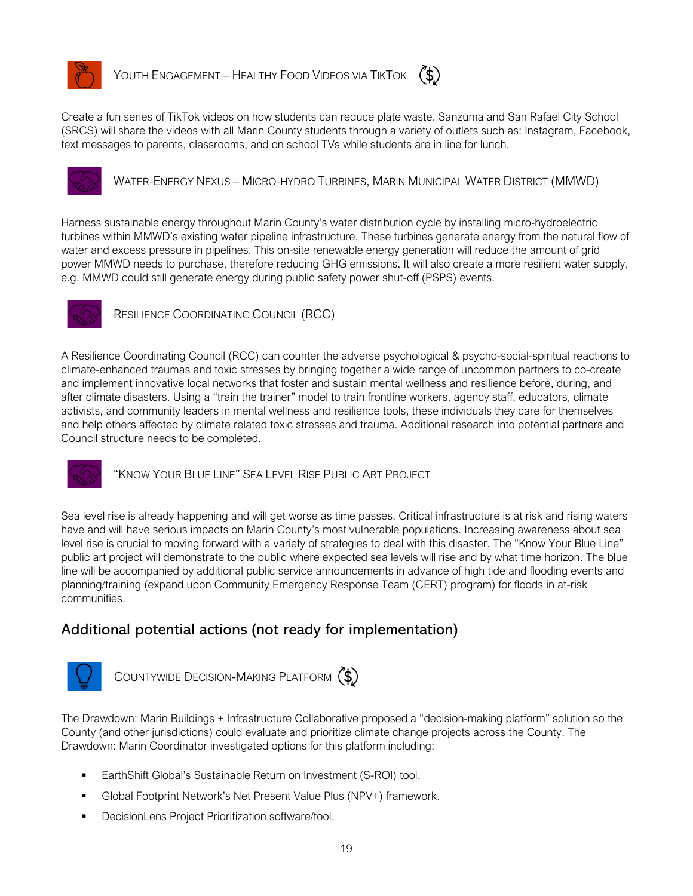### Youth Engagement – Healthy Food Videos via TikTok

Create a fun series of TikTok videos on how students can reduce plate waste. Sanzuma and San Rafael City School (SRCS) will share the videos with all Marin County students through a variety of outlets such as: Instagram, Facebook, text messages to parents, classrooms, and on school TVs while students are in line for lunch.

### Water-Energy Nexus – Micro-hydro Turbines, Marin Municipal Water District (MMWD)

Harness sustainable energy throughout Marin County's water distribution cycle by installing micro-hydroelectric turbines within MMWD's existing water pipeline infrastructure. These turbines generate energy from the natural flow of water and excess pressure in pipelines. This on-site renewable energy generation will reduce the amount of grid power MMWD needs to purchase, therefore reducing GHG emissions. It will also create a more resilient water supply, e.g. MMWD could still generate energy during public safety power shut-off (PSPS) events.

### Resilience Coordinating Council (RCC)

A Resilience Coordinating Council (RCC) can counter the adverse psychological & psycho-social-spiritual reactions to climate-enhanced traumas and toxic stresses by bringing together a wide range of uncommon partners to co-create and implement innovative local networks that foster and sustain mental wellness and resilience before, during, and after climate disasters. Using a "train the trainer" model to train frontline workers, agency staff, educators, climate activists, and community leaders in mental wellness and resilience tools, these individuals they care for themselves and help others affected by climate related toxic stresses and trauma. Additional research into potential partners and Council structure needs to be completed.

### "Know Your Blue Line" Sea Level Rise Public Art Project

Sea level rise is already happening and will get worse as time passes. Critical infrastructure is at risk and rising waters have and will have serious impacts on Marin County's most vulnerable populations. Increasing awareness about sea level rise is crucial to moving forward with a variety of strategies to deal with this disaster. The "Know Your Blue Line" public art project will demonstrate to the public where expected sea levels will rise and by what time horizon. The blue line will be accompanied by additional public service announcements in advance of high tide and flooding events and planning/training (expand upon Community Emergency Response Team (CERT) program) for floods in at-risk communities.

## Additional potential actions (not ready for implementation)

### Countywide Decision-Making Platform

The Drawdown: Marin Buildings + Infrastructure Collaborative proposed a "decision-making platform" solution so the County (and other jurisdictions) could evaluate and prioritize climate change projects across the County. The Drawdown: Marin Coordinator investigated options for this platform including:

- EarthShift Global's Sustainable Return on Investment (S-ROI) tool.
- Global Footprint Network's Net Present Value Plus (NPV+) framework.
- DecisionLens Project Prioritization software/tool.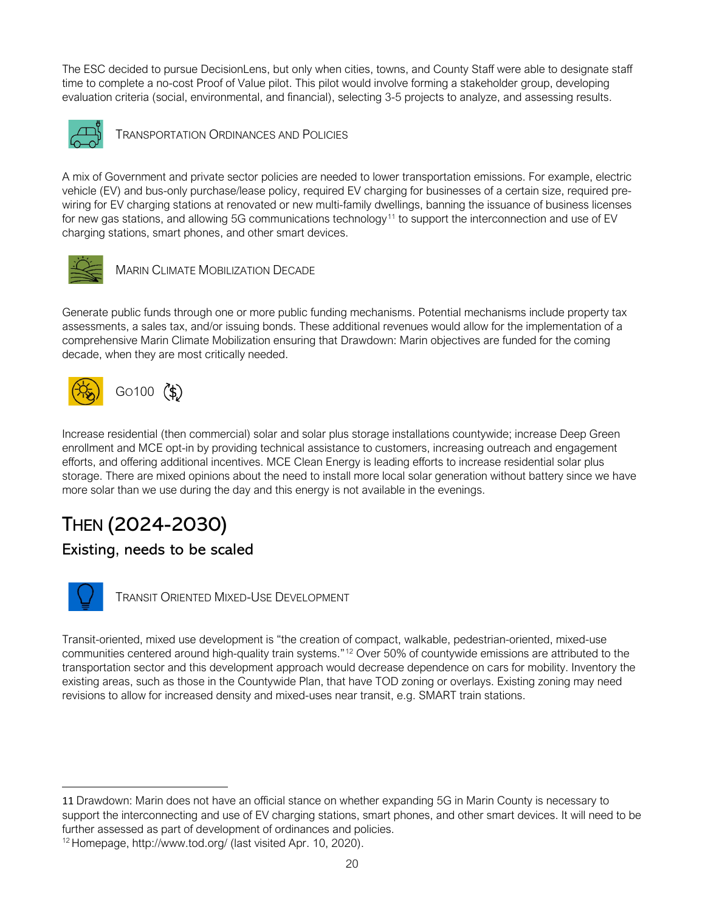The ESC decided to pursue DecisionLens, but only when cities, towns, and County Staff were able to designate staff time to complete a no-cost Proof of Value pilot. This pilot would involve forming a stakeholder group, developing evaluation criteria (social, environmental, and financial), selecting 3-5 projects to analyze, and assessing results.

### Transportation Ordinances and Policies

A mix of Government and private sector policies are needed to lower transportation emissions. For example, electric vehicle (EV) and bus-only purchase/lease policy, required EV charging for businesses of a certain size, required pre-wiring for EV charging stations at renovated or new multi-family dwellings, banning the issuance of business licenses for new gas stations, and allowing 5G communications technology[11] to support the interconnection and use of EV charging stations, smart phones, and other smart devices.

### Marin Climate Mobilization Decade

Generate public funds through one or more public funding mechanisms. Potential mechanisms include property tax assessments, a sales tax, and/or issuing bonds. These additional revenues would allow for the implementation of a comprehensive Marin Climate Mobilization ensuring that Drawdown: Marin objectives are funded for the coming decade, when they are most critically needed.

### Go100

Increase residential (then commercial) solar and solar plus storage installations countywide; increase Deep Green enrollment and MCE opt-in by providing technical assistance to customers, increasing outreach and engagement efforts, and offering additional incentives. MCE Clean Energy is leading efforts to increase residential solar plus storage. There are mixed opinions about the need to install more local solar generation without battery since we have more solar than we use during the day and this energy is not available in the evenings.

# Then (2024-2030)

## Existing, needs to be scaled

### Transit Oriented Mixed-Use Development

Transit-oriented, mixed use development is "the creation of compact, walkable, pedestrian-oriented, mixed-use communities centered around high-quality train systems."[12] Over 50% of countywide emissions are attributed to the transportation sector and this development approach would decrease dependence on cars for mobility. Inventory the existing areas, such as those in the Countywide Plan, that have TOD zoning or overlays. Existing zoning may need revisions to allow for increased density and mixed-uses near transit, e.g. SMART train stations.

---

11 Drawdown: Marin does not have an official stance on whether expanding 5G in Marin County is necessary to support the interconnecting and use of EV charging stations, smart phones, and other smart devices. It will need to be further assessed as part of development of ordinances and policies.

12 Homepage, http://www.tod.org/ (last visited Apr. 10, 2020).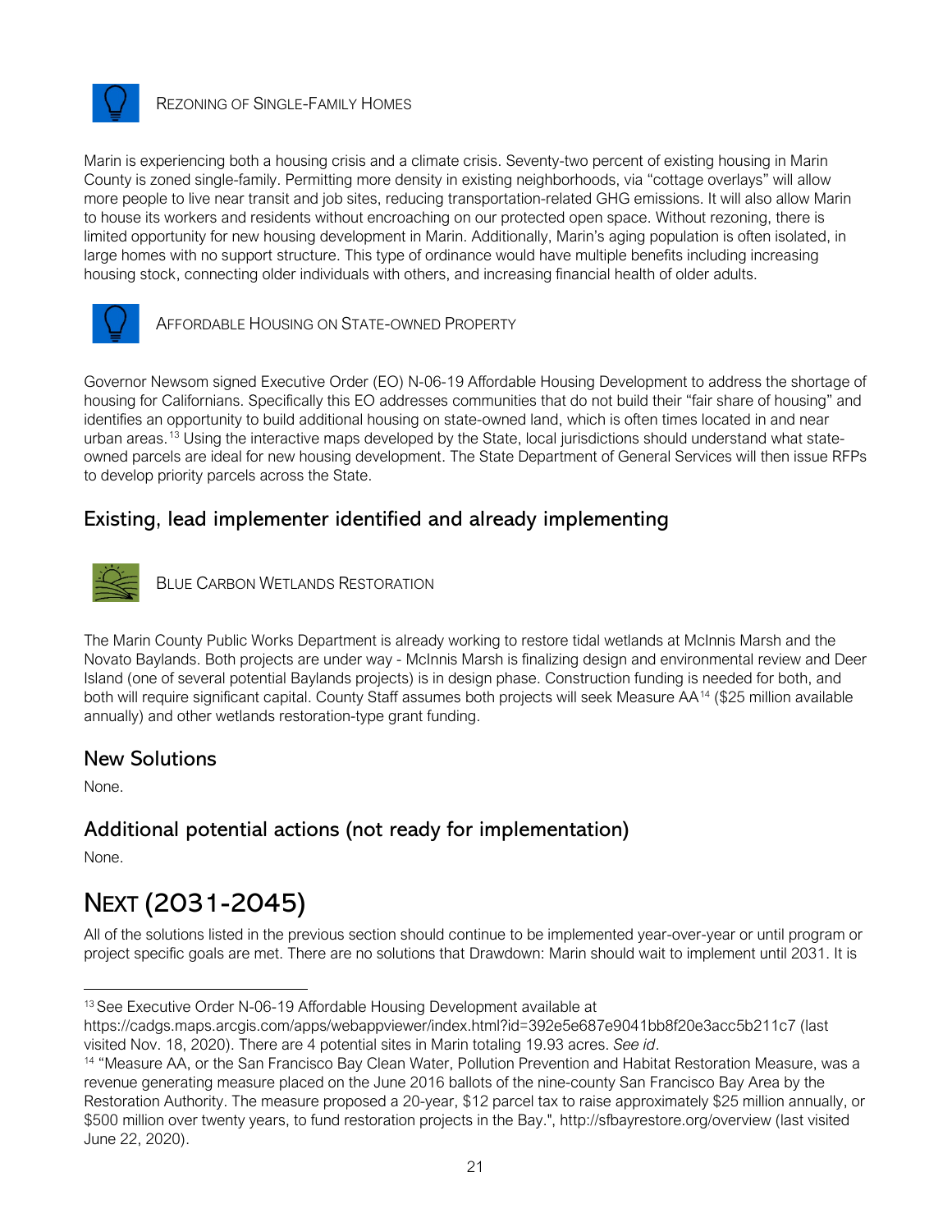### Rezoning of Single-Family Homes

Marin is experiencing both a housing crisis and a climate crisis. Seventy-two percent of existing housing in Marin County is zoned single-family. Permitting more density in existing neighborhoods, via "cottage overlays" will allow more people to live near transit and job sites, reducing transportation-related GHG emissions. It will also allow Marin to house its workers and residents without encroaching on our protected open space. Without rezoning, there is limited opportunity for new housing development in Marin. Additionally, Marin's aging population is often isolated, in large homes with no support structure. This type of ordinance would have multiple benefits including increasing housing stock, connecting older individuals with others, and increasing financial health of older adults.

### Affordable Housing on State-owned Property

Governor Newsom signed Executive Order (EO) N-06-19 Affordable Housing Development to address the shortage of housing for Californians. Specifically this EO addresses communities that do not build their "fair share of housing" and identifies an opportunity to build additional housing on state-owned land, which is often times located in and near urban areas.[13] Using the interactive maps developed by the State, local jurisdictions should understand what state-owned parcels are ideal for new housing development. The State Department of General Services will then issue RFPs to develop priority parcels across the State.

## Existing, lead implementer identified and already implementing

### Blue Carbon Wetlands Restoration

The Marin County Public Works Department is already working to restore tidal wetlands at McInnis Marsh and the Novato Baylands. Both projects are under way - McInnis Marsh is finalizing design and environmental review and Deer Island (one of several potential Baylands projects) is in design phase. Construction funding is needed for both, and both will require significant capital. County Staff assumes both projects will seek Measure AA[14] ($25 million available annually) and other wetlands restoration-type grant funding.

## New Solutions

None.

## Additional potential actions (not ready for implementation)

None.

# Next (2031-2045)

All of the solutions listed in the previous section should continue to be implemented year-over-year or until program or project specific goals are met. There are no solutions that Drawdown: Marin should wait to implement until 2031. It is

---

[13] See Executive Order N-06-19 Affordable Housing Development available at https://cadgs.maps.arcgis.com/apps/webappviewer/index.html?id=392e5e687e9041bb8f20e3acc5b211c7 (last visited Nov. 18, 2020). There are 4 potential sites in Marin totaling 19.93 acres. *See id*.

[14] "Measure AA, or the San Francisco Bay Clean Water, Pollution Prevention and Habitat Restoration Measure, was a revenue generating measure placed on the June 2016 ballots of the nine-county San Francisco Bay Area by the Restoration Authority. The measure proposed a 20-year, $12 parcel tax to raise approximately $25 million annually, or $500 million over twenty years, to fund restoration projects in the Bay.", http://sfbayrestore.org/overview (last visited June 22, 2020).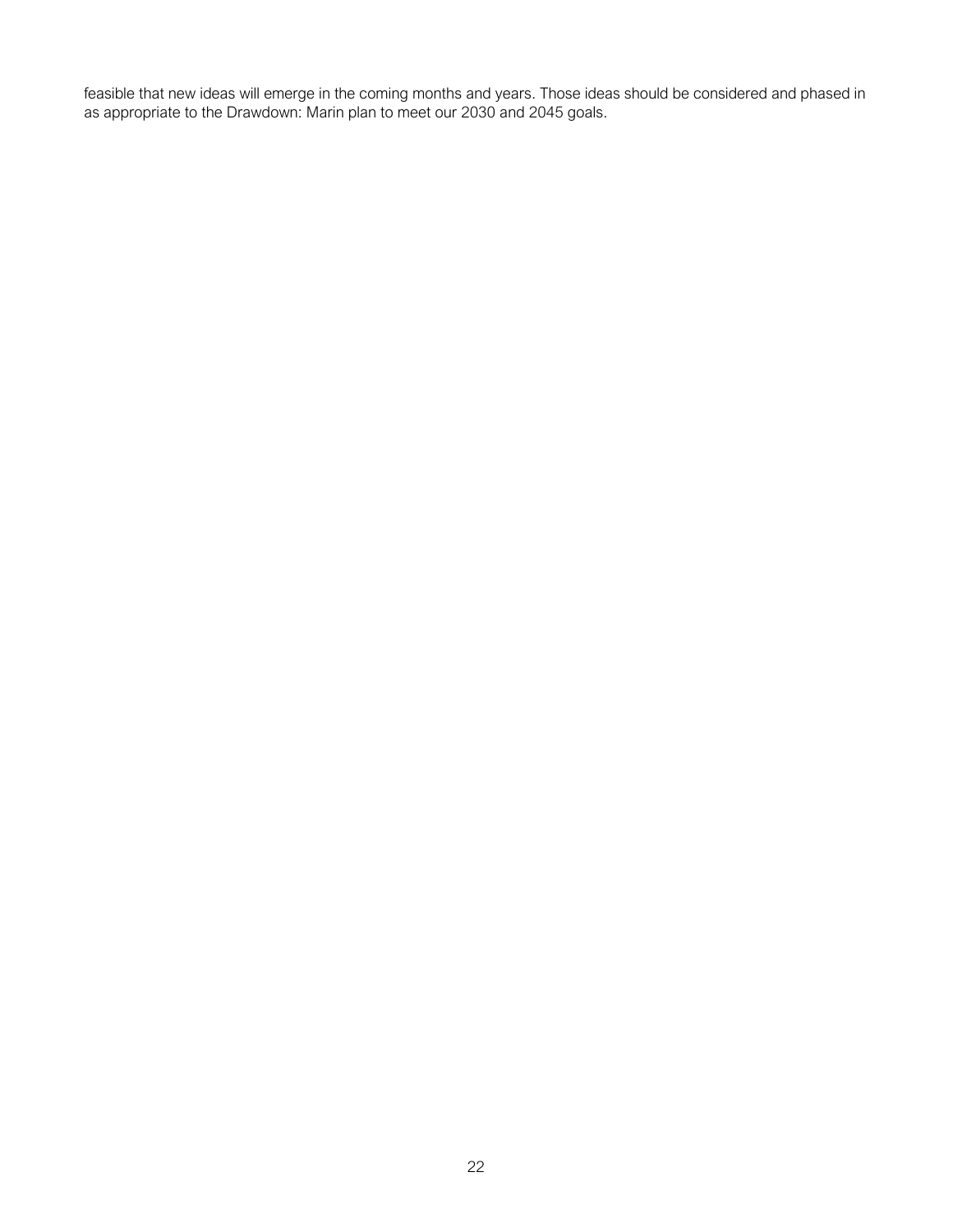feasible that new ideas will emerge in the coming months and years. Those ideas should be considered and phased in as appropriate to the Drawdown: Marin plan to meet our 2030 and 2045 goals.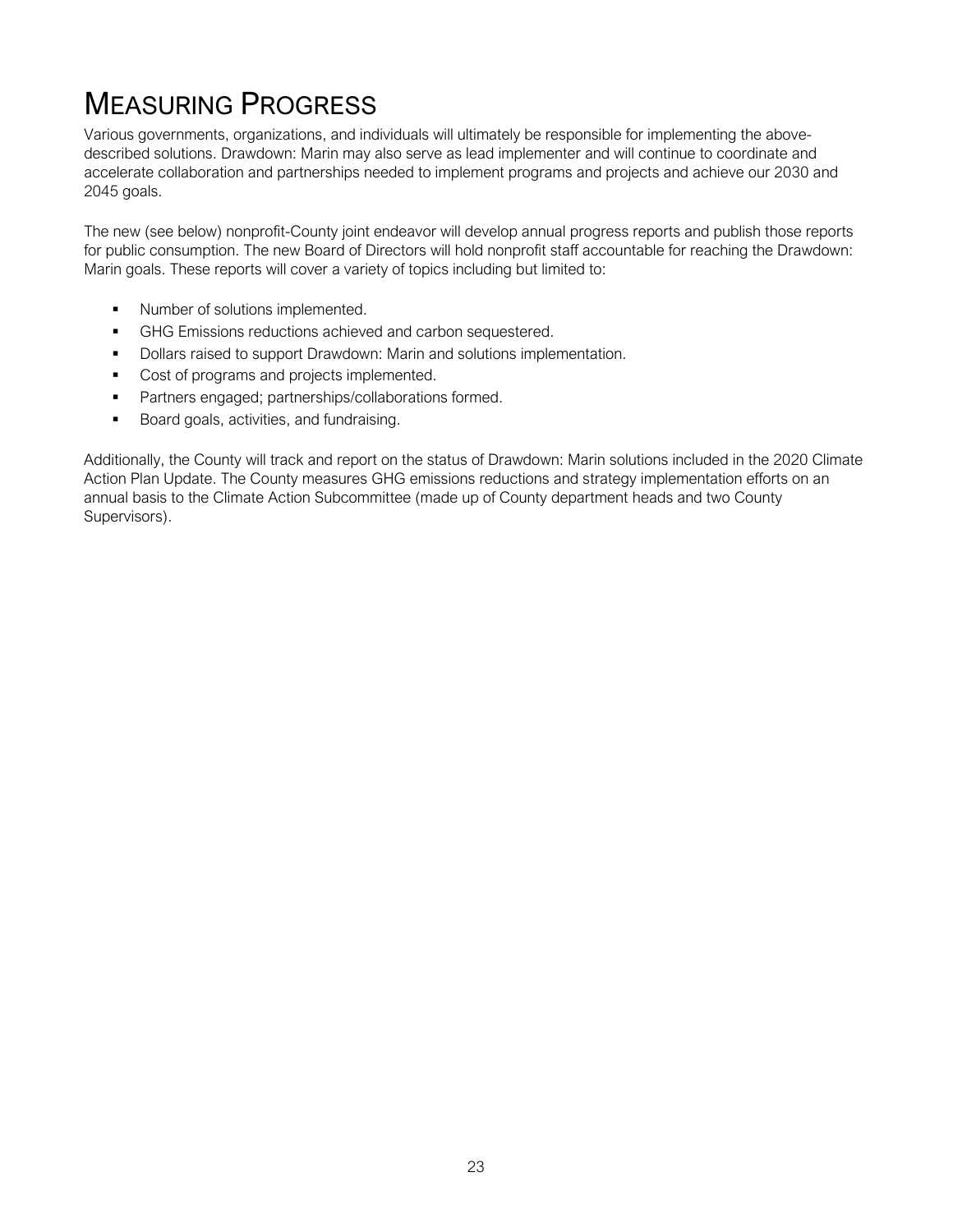# MEASURING PROGRESS

Various governments, organizations, and individuals will ultimately be responsible for implementing the above-described solutions. Drawdown: Marin may also serve as lead implementer and will continue to coordinate and accelerate collaboration and partnerships needed to implement programs and projects and achieve our 2030 and 2045 goals.

The new (see below) nonprofit-County joint endeavor will develop annual progress reports and publish those reports for public consumption. The new Board of Directors will hold nonprofit staff accountable for reaching the Drawdown: Marin goals. These reports will cover a variety of topics including but limited to:

- Number of solutions implemented.
- GHG Emissions reductions achieved and carbon sequestered.
- Dollars raised to support Drawdown: Marin and solutions implementation.
- Cost of programs and projects implemented.
- Partners engaged; partnerships/collaborations formed.
- Board goals, activities, and fundraising.

Additionally, the County will track and report on the status of Drawdown: Marin solutions included in the 2020 Climate Action Plan Update. The County measures GHG emissions reductions and strategy implementation efforts on an annual basis to the Climate Action Subcommittee (made up of County department heads and two County Supervisors).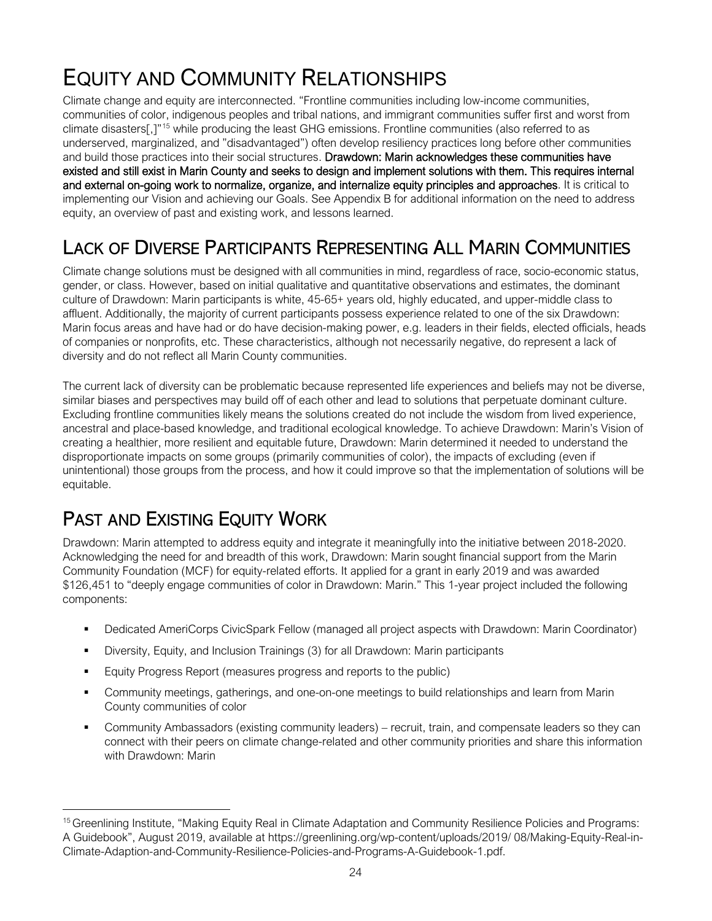# Equity and Community Relationships

Climate change and equity are interconnected. "Frontline communities including low-income communities, communities of color, indigenous peoples and tribal nations, and immigrant communities suffer first and worst from climate disasters[,]"[15] while producing the least GHG emissions. Frontline communities (also referred to as underserved, marginalized, and "disadvantaged") often develop resiliency practices long before other communities and build those practices into their social structures. **Drawdown: Marin acknowledges these communities have existed and still exist in Marin County and seeks to design and implement solutions with them. This requires internal and external on-going work to normalize, organize, and internalize equity principles and approaches**. It is critical to implementing our Vision and achieving our Goals. See Appendix B for additional information on the need to address equity, an overview of past and existing work, and lessons learned.

## Lack of Diverse Participants Representing All Marin Communities

Climate change solutions must be designed with all communities in mind, regardless of race, socio-economic status, gender, or class. However, based on initial qualitative and quantitative observations and estimates, the dominant culture of Drawdown: Marin participants is white, 45-65+ years old, highly educated, and upper-middle class to affluent. Additionally, the majority of current participants possess experience related to one of the six Drawdown: Marin focus areas and have had or do have decision-making power, e.g. leaders in their fields, elected officials, heads of companies or nonprofits, etc. These characteristics, although not necessarily negative, do represent a lack of diversity and do not reflect all Marin County communities.

The current lack of diversity can be problematic because represented life experiences and beliefs may not be diverse, similar biases and perspectives may build off of each other and lead to solutions that perpetuate dominant culture. Excluding frontline communities likely means the solutions created do not include the wisdom from lived experience, ancestral and place-based knowledge, and traditional ecological knowledge. To achieve Drawdown: Marin's Vision of creating a healthier, more resilient and equitable future, Drawdown: Marin determined it needed to understand the disproportionate impacts on some groups (primarily communities of color), the impacts of excluding (even if unintentional) those groups from the process, and how it could improve so that the implementation of solutions will be equitable.

## Past and Existing Equity Work

Drawdown: Marin attempted to address equity and integrate it meaningfully into the initiative between 2018-2020. Acknowledging the need for and breadth of this work, Drawdown: Marin sought financial support from the Marin Community Foundation (MCF) for equity-related efforts. It applied for a grant in early 2019 and was awarded $126,451 to "deeply engage communities of color in Drawdown: Marin." This 1-year project included the following components:

- Dedicated AmeriCorps CivicSpark Fellow (managed all project aspects with Drawdown: Marin Coordinator)
- Diversity, Equity, and Inclusion Trainings (3) for all Drawdown: Marin participants
- Equity Progress Report (measures progress and reports to the public)
- Community meetings, gatherings, and one-on-one meetings to build relationships and learn from Marin County communities of color
- Community Ambassadors (existing community leaders) – recruit, train, and compensate leaders so they can connect with their peers on climate change-related and other community priorities and share this information with Drawdown: Marin

[15] Greenlining Institute, "Making Equity Real in Climate Adaptation and Community Resilience Policies and Programs: A Guidebook", August 2019, available at https://greenlining.org/wp-content/uploads/2019/ 08/Making-Equity-Real-in-Climate-Adaption-and-Community-Resilience-Policies-and-Programs-A-Guidebook-1.pdf.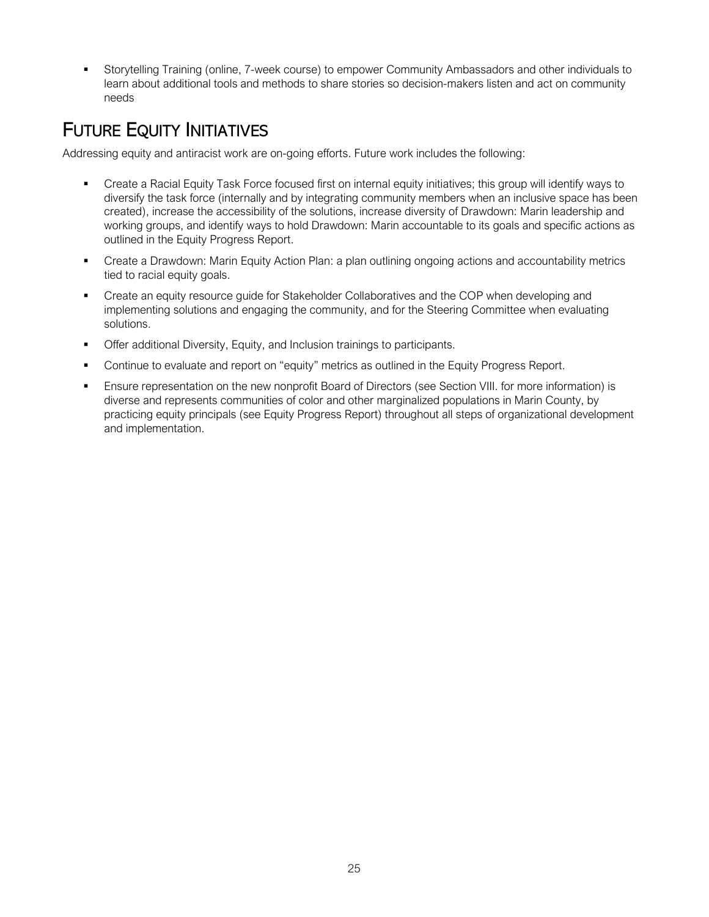- Storytelling Training (online, 7-week course) to empower Community Ambassadors and other individuals to learn about additional tools and methods to share stories so decision-makers listen and act on community needs

## Future Equity Initiatives

Addressing equity and antiracist work are on-going efforts. Future work includes the following:

- Create a Racial Equity Task Force focused first on internal equity initiatives; this group will identify ways to diversify the task force (internally and by integrating community members when an inclusive space has been created), increase the accessibility of the solutions, increase diversity of Drawdown: Marin leadership and working groups, and identify ways to hold Drawdown: Marin accountable to its goals and specific actions as outlined in the Equity Progress Report.
- Create a Drawdown: Marin Equity Action Plan: a plan outlining ongoing actions and accountability metrics tied to racial equity goals.
- Create an equity resource guide for Stakeholder Collaboratives and the COP when developing and implementing solutions and engaging the community, and for the Steering Committee when evaluating solutions.
- Offer additional Diversity, Equity, and Inclusion trainings to participants.
- Continue to evaluate and report on "equity" metrics as outlined in the Equity Progress Report.
- Ensure representation on the new nonprofit Board of Directors (see Section VIII. for more information) is diverse and represents communities of color and other marginalized populations in Marin County, by practicing equity principals (see Equity Progress Report) throughout all steps of organizational development and implementation.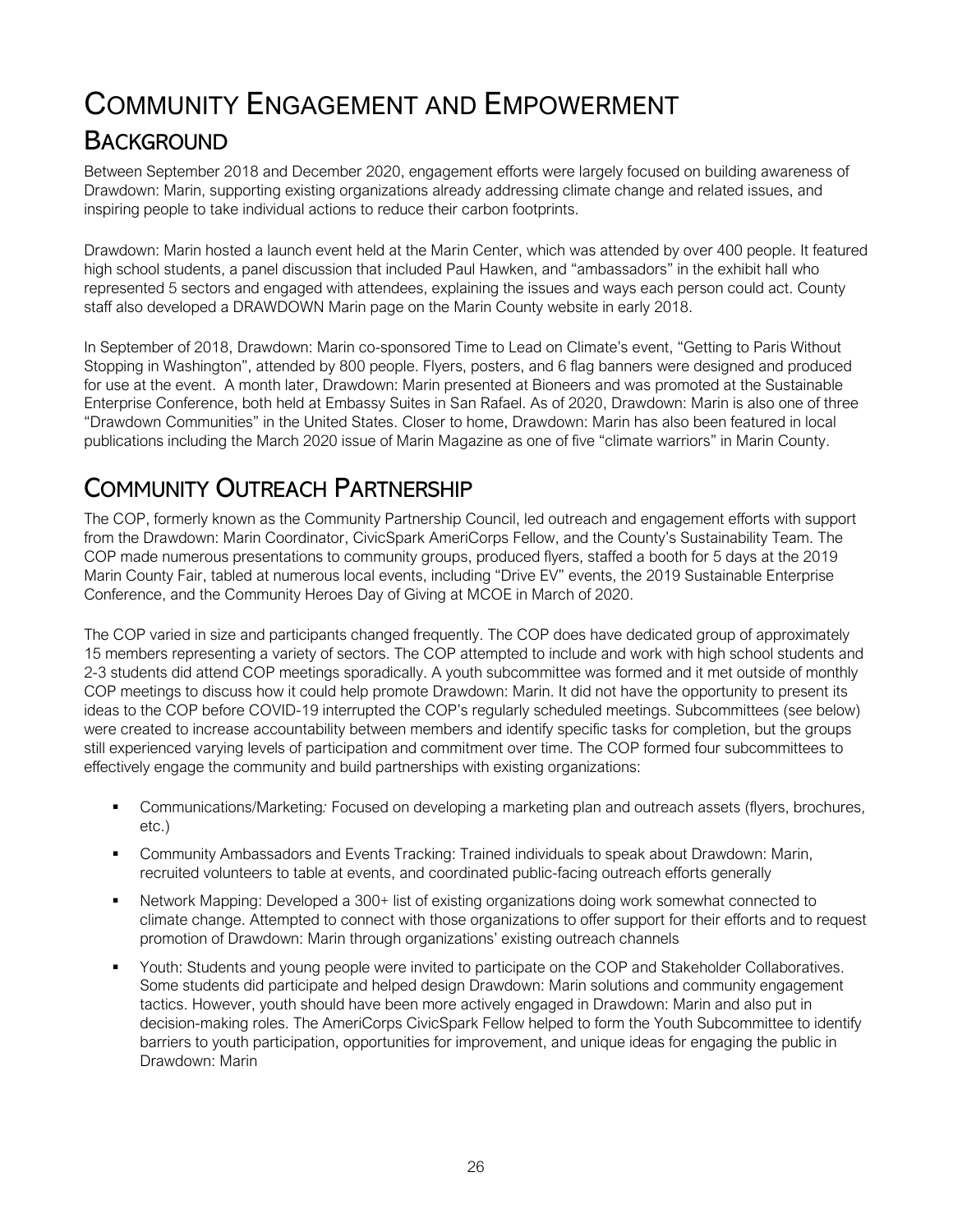# Community Engagement and Empowerment

## Background

Between September 2018 and December 2020, engagement efforts were largely focused on building awareness of Drawdown: Marin, supporting existing organizations already addressing climate change and related issues, and inspiring people to take individual actions to reduce their carbon footprints.

Drawdown: Marin hosted a launch event held at the Marin Center, which was attended by over 400 people. It featured high school students, a panel discussion that included Paul Hawken, and "ambassadors" in the exhibit hall who represented 5 sectors and engaged with attendees, explaining the issues and ways each person could act. County staff also developed a DRAWDOWN Marin page on the Marin County website in early 2018.

In September of 2018, Drawdown: Marin co-sponsored Time to Lead on Climate's event, "Getting to Paris Without Stopping in Washington", attended by 800 people. Flyers, posters, and 6 flag banners were designed and produced for use at the event. A month later, Drawdown: Marin presented at Bioneers and was promoted at the Sustainable Enterprise Conference, both held at Embassy Suites in San Rafael. As of 2020, Drawdown: Marin is also one of three "Drawdown Communities" in the United States. Closer to home, Drawdown: Marin has also been featured in local publications including the March 2020 issue of Marin Magazine as one of five "climate warriors" in Marin County.

## Community Outreach Partnership

The COP, formerly known as the Community Partnership Council, led outreach and engagement efforts with support from the Drawdown: Marin Coordinator, CivicSpark AmeriCorps Fellow, and the County's Sustainability Team. The COP made numerous presentations to community groups, produced flyers, staffed a booth for 5 days at the 2019 Marin County Fair, tabled at numerous local events, including "Drive EV" events, the 2019 Sustainable Enterprise Conference, and the Community Heroes Day of Giving at MCOE in March of 2020.

The COP varied in size and participants changed frequently. The COP does have dedicated group of approximately 15 members representing a variety of sectors. The COP attempted to include and work with high school students and 2-3 students did attend COP meetings sporadically. A youth subcommittee was formed and it met outside of monthly COP meetings to discuss how it could help promote Drawdown: Marin. It did not have the opportunity to present its ideas to the COP before COVID-19 interrupted the COP's regularly scheduled meetings. Subcommittees (see below) were created to increase accountability between members and identify specific tasks for completion, but the groups still experienced varying levels of participation and commitment over time. The COP formed four subcommittees to effectively engage the community and build partnerships with existing organizations:

- Communications/Marketing*:* Focused on developing a marketing plan and outreach assets (flyers, brochures, etc.)
- Community Ambassadors and Events Tracking: Trained individuals to speak about Drawdown: Marin, recruited volunteers to table at events, and coordinated public-facing outreach efforts generally
- Network Mapping: Developed a 300+ list of existing organizations doing work somewhat connected to climate change. Attempted to connect with those organizations to offer support for their efforts and to request promotion of Drawdown: Marin through organizations' existing outreach channels
- Youth: Students and young people were invited to participate on the COP and Stakeholder Collaboratives. Some students did participate and helped design Drawdown: Marin solutions and community engagement tactics. However, youth should have been more actively engaged in Drawdown: Marin and also put in decision-making roles. The AmeriCorps CivicSpark Fellow helped to form the Youth Subcommittee to identify barriers to youth participation, opportunities for improvement, and unique ideas for engaging the public in Drawdown: Marin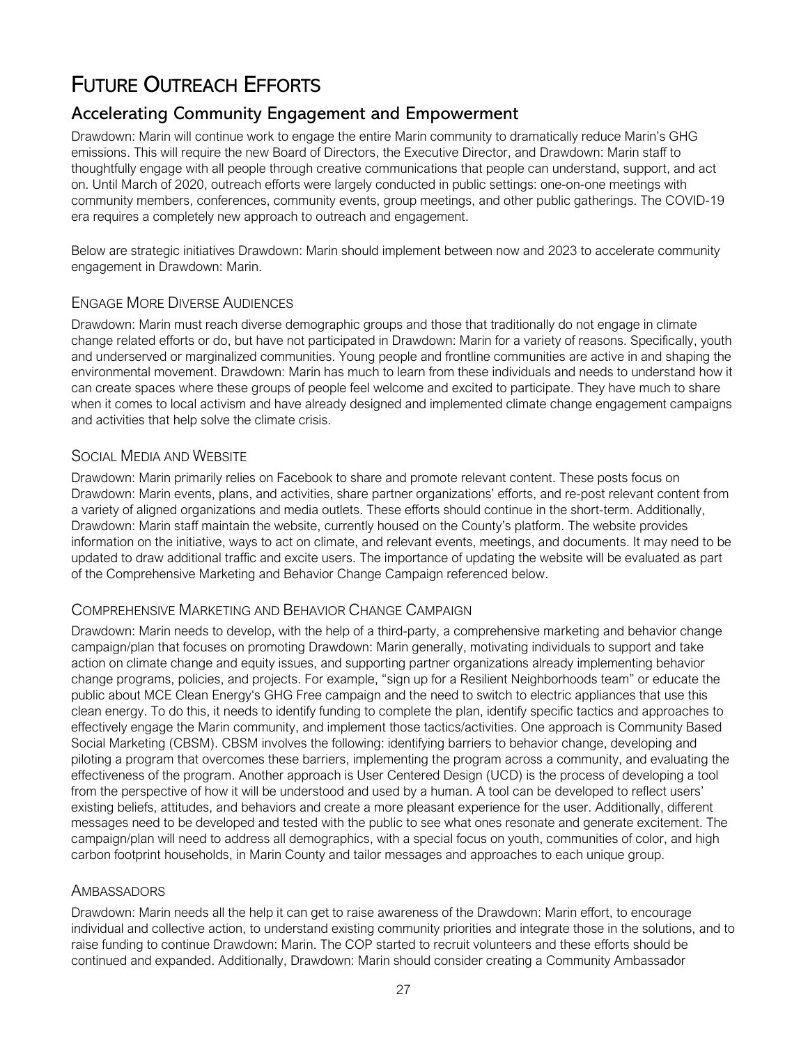# Future Outreach Efforts

## Accelerating Community Engagement and Empowerment

Drawdown: Marin will continue work to engage the entire Marin community to dramatically reduce Marin's GHG emissions. This will require the new Board of Directors, the Executive Director, and Drawdown: Marin staff to thoughtfully engage with all people through creative communications that people can understand, support, and act on. Until March of 2020, outreach efforts were largely conducted in public settings: one-on-one meetings with community members, conferences, community events, group meetings, and other public gatherings. The COVID-19 era requires a completely new approach to outreach and engagement.

Below are strategic initiatives Drawdown: Marin should implement between now and 2023 to accelerate community engagement in Drawdown: Marin.

### Engage More Diverse Audiences

Drawdown: Marin must reach diverse demographic groups and those that traditionally do not engage in climate change related efforts or do, but have not participated in Drawdown: Marin for a variety of reasons. Specifically, youth and underserved or marginalized communities. Young people and frontline communities are active in and shaping the environmental movement. Drawdown: Marin has much to learn from these individuals and needs to understand how it can create spaces where these groups of people feel welcome and excited to participate. They have much to share when it comes to local activism and have already designed and implemented climate change engagement campaigns and activities that help solve the climate crisis.

### Social Media and Website

Drawdown: Marin primarily relies on Facebook to share and promote relevant content. These posts focus on Drawdown: Marin events, plans, and activities, share partner organizations' efforts, and re-post relevant content from a variety of aligned organizations and media outlets. These efforts should continue in the short-term. Additionally, Drawdown: Marin staff maintain the website, currently housed on the County's platform. The website provides information on the initiative, ways to act on climate, and relevant events, meetings, and documents. It may need to be updated to draw additional traffic and excite users. The importance of updating the website will be evaluated as part of the Comprehensive Marketing and Behavior Change Campaign referenced below.

### Comprehensive Marketing and Behavior Change Campaign

Drawdown: Marin needs to develop, with the help of a third-party, a comprehensive marketing and behavior change campaign/plan that focuses on promoting Drawdown: Marin generally, motivating individuals to support and take action on climate change and equity issues, and supporting partner organizations already implementing behavior change programs, policies, and projects. For example, "sign up for a Resilient Neighborhoods team" or educate the public about MCE Clean Energy's GHG Free campaign and the need to switch to electric appliances that use this clean energy. To do this, it needs to identify funding to complete the plan, identify specific tactics and approaches to effectively engage the Marin community, and implement those tactics/activities. One approach is Community Based Social Marketing (CBSM). CBSM involves the following: identifying barriers to behavior change, developing and piloting a program that overcomes these barriers, implementing the program across a community, and evaluating the effectiveness of the program. Another approach is User Centered Design (UCD) is the process of developing a tool from the perspective of how it will be understood and used by a human. A tool can be developed to reflect users' existing beliefs, attitudes, and behaviors and create a more pleasant experience for the user. Additionally, different messages need to be developed and tested with the public to see what ones resonate and generate excitement. The campaign/plan will need to address all demographics, with a special focus on youth, communities of color, and high carbon footprint households, in Marin County and tailor messages and approaches to each unique group.

### Ambassadors

Drawdown: Marin needs all the help it can get to raise awareness of the Drawdown: Marin effort, to encourage individual and collective action, to understand existing community priorities and integrate those in the solutions, and to raise funding to continue Drawdown: Marin. The COP started to recruit volunteers and these efforts should be continued and expanded. Additionally, Drawdown: Marin should consider creating a Community Ambassador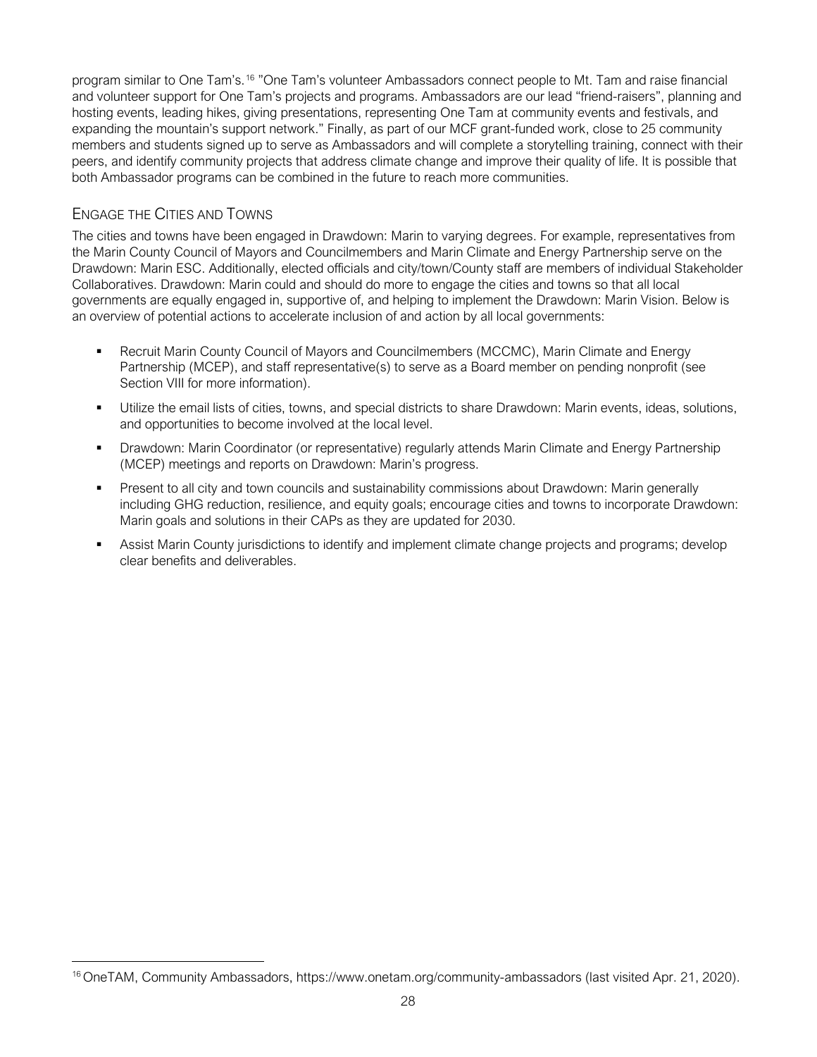program similar to One Tam's.[16] "One Tam's volunteer Ambassadors connect people to Mt. Tam and raise financial and volunteer support for One Tam's projects and programs. Ambassadors are our lead "friend-raisers", planning and hosting events, leading hikes, giving presentations, representing One Tam at community events and festivals, and expanding the mountain's support network." Finally, as part of our MCF grant-funded work, close to 25 community members and students signed up to serve as Ambassadors and will complete a storytelling training, connect with their peers, and identify community projects that address climate change and improve their quality of life. It is possible that both Ambassador programs can be combined in the future to reach more communities.

### Engage the Cities and Towns

The cities and towns have been engaged in Drawdown: Marin to varying degrees. For example, representatives from the Marin County Council of Mayors and Councilmembers and Marin Climate and Energy Partnership serve on the Drawdown: Marin ESC. Additionally, elected officials and city/town/County staff are members of individual Stakeholder Collaboratives. Drawdown: Marin could and should do more to engage the cities and towns so that all local governments are equally engaged in, supportive of, and helping to implement the Drawdown: Marin Vision. Below is an overview of potential actions to accelerate inclusion of and action by all local governments:

- Recruit Marin County Council of Mayors and Councilmembers (MCCMC), Marin Climate and Energy Partnership (MCEP), and staff representative(s) to serve as a Board member on pending nonprofit (see Section VIII for more information).
- Utilize the email lists of cities, towns, and special districts to share Drawdown: Marin events, ideas, solutions, and opportunities to become involved at the local level.
- Drawdown: Marin Coordinator (or representative) regularly attends Marin Climate and Energy Partnership (MCEP) meetings and reports on Drawdown: Marin's progress.
- Present to all city and town councils and sustainability commissions about Drawdown: Marin generally including GHG reduction, resilience, and equity goals; encourage cities and towns to incorporate Drawdown: Marin goals and solutions in their CAPs as they are updated for 2030.
- Assist Marin County jurisdictions to identify and implement climate change projects and programs; develop clear benefits and deliverables.

[16] OneTAM, Community Ambassadors, https://www.onetam.org/community-ambassadors (last visited Apr. 21, 2020).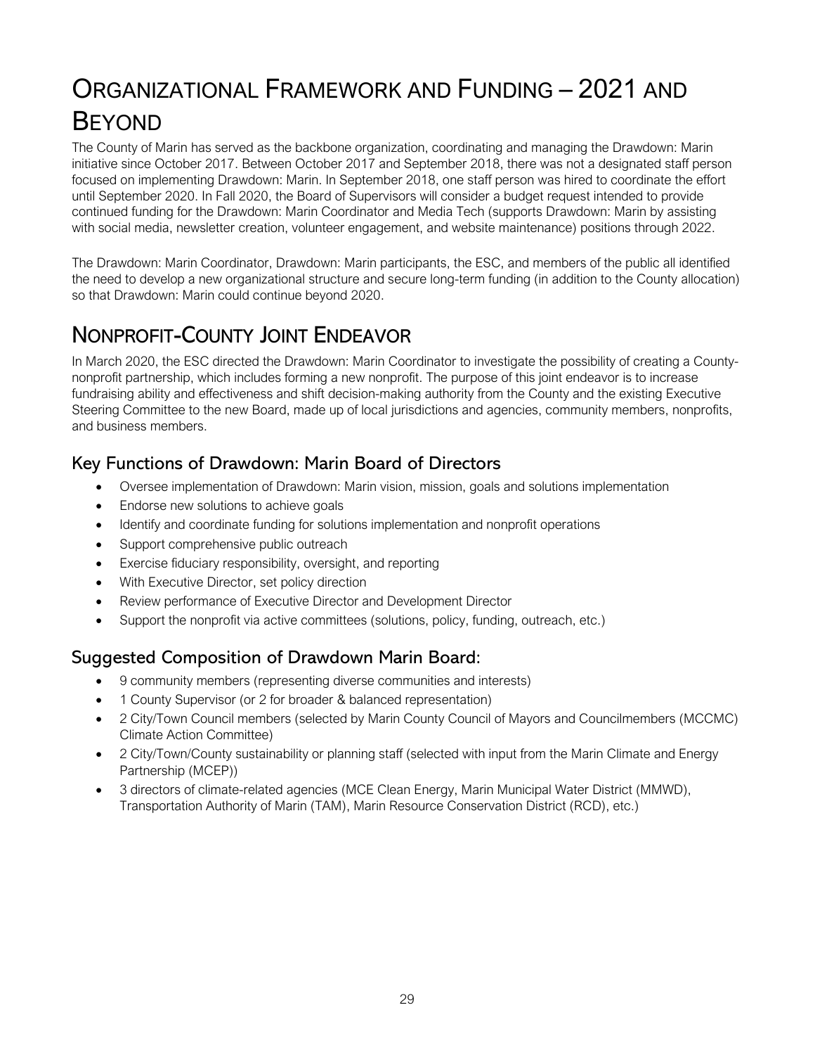# Organizational Framework and Funding – 2021 and Beyond

The County of Marin has served as the backbone organization, coordinating and managing the Drawdown: Marin initiative since October 2017. Between October 2017 and September 2018, there was not a designated staff person focused on implementing Drawdown: Marin. In September 2018, one staff person was hired to coordinate the effort until September 2020. In Fall 2020, the Board of Supervisors will consider a budget request intended to provide continued funding for the Drawdown: Marin Coordinator and Media Tech (supports Drawdown: Marin by assisting with social media, newsletter creation, volunteer engagement, and website maintenance) positions through 2022.

The Drawdown: Marin Coordinator, Drawdown: Marin participants, the ESC, and members of the public all identified the need to develop a new organizational structure and secure long-term funding (in addition to the County allocation) so that Drawdown: Marin could continue beyond 2020.

## Nonprofit-County Joint Endeavor

In March 2020, the ESC directed the Drawdown: Marin Coordinator to investigate the possibility of creating a County-nonprofit partnership, which includes forming a new nonprofit. The purpose of this joint endeavor is to increase fundraising ability and effectiveness and shift decision-making authority from the County and the existing Executive Steering Committee to the new Board, made up of local jurisdictions and agencies, community members, nonprofits, and business members.

### Key Functions of Drawdown: Marin Board of Directors

- Oversee implementation of Drawdown: Marin vision, mission, goals and solutions implementation
- Endorse new solutions to achieve goals
- Identify and coordinate funding for solutions implementation and nonprofit operations
- Support comprehensive public outreach
- Exercise fiduciary responsibility, oversight, and reporting
- With Executive Director, set policy direction
- Review performance of Executive Director and Development Director
- Support the nonprofit via active committees (solutions, policy, funding, outreach, etc.)

### Suggested Composition of Drawdown Marin Board:

- 9 community members (representing diverse communities and interests)
- 1 County Supervisor (or 2 for broader & balanced representation)
- 2 City/Town Council members (selected by Marin County Council of Mayors and Councilmembers (MCCMC) Climate Action Committee)
- 2 City/Town/County sustainability or planning staff (selected with input from the Marin Climate and Energy Partnership (MCEP))
- 3 directors of climate-related agencies (MCE Clean Energy, Marin Municipal Water District (MMWD), Transportation Authority of Marin (TAM), Marin Resource Conservation District (RCD), etc.)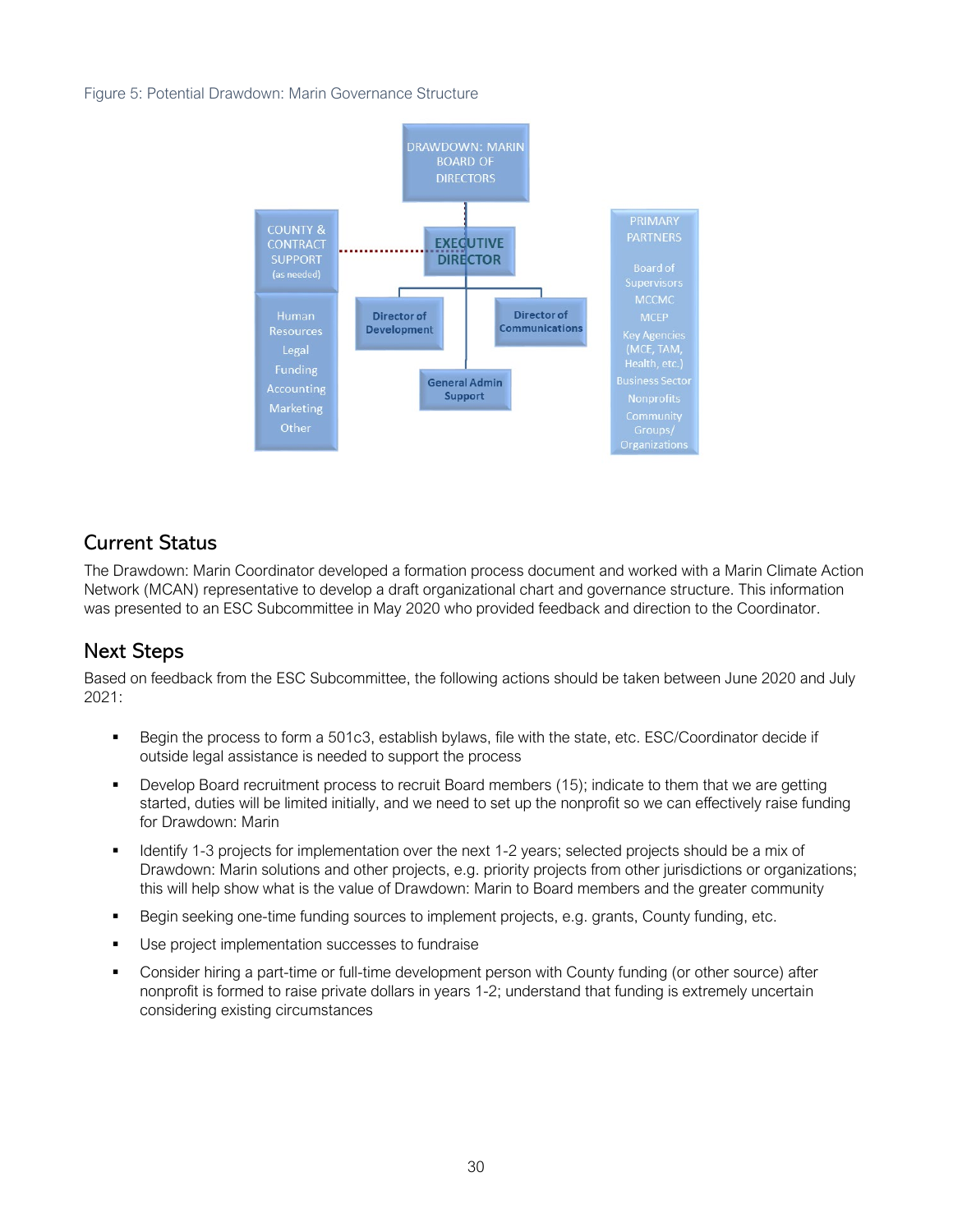Figure 5: Potential Drawdown: Marin Governance Structure

DRAWDOWN: MARIN BOARD OF DIRECTORS

COUNTY & CONTRACT SUPPORT (as needed)

Human Resources
Legal
Funding
Accounting
Marketing
Other

EXECUTIVE DIRECTOR

Director of Development

Director of Communications

General Admin Support

PRIMARY PARTNERS

Board of Supervisors
MCCMC
MCEP
Key Agencies (MCE, TAM, Health, etc.)
Business Sector
Nonprofits
Community Groups/ Organizations

## Current Status

The Drawdown: Marin Coordinator developed a formation process document and worked with a Marin Climate Action Network (MCAN) representative to develop a draft organizational chart and governance structure. This information was presented to an ESC Subcommittee in May 2020 who provided feedback and direction to the Coordinator.

## Next Steps

Based on feedback from the ESC Subcommittee, the following actions should be taken between June 2020 and July 2021:

- Begin the process to form a 501c3, establish bylaws, file with the state, etc. ESC/Coordinator decide if outside legal assistance is needed to support the process
- Develop Board recruitment process to recruit Board members (15); indicate to them that we are getting started, duties will be limited initially, and we need to set up the nonprofit so we can effectively raise funding for Drawdown: Marin
- Identify 1-3 projects for implementation over the next 1-2 years; selected projects should be a mix of Drawdown: Marin solutions and other projects, e.g. priority projects from other jurisdictions or organizations; this will help show what is the value of Drawdown: Marin to Board members and the greater community
- Begin seeking one-time funding sources to implement projects, e.g. grants, County funding, etc.
- Use project implementation successes to fundraise
- Consider hiring a part-time or full-time development person with County funding (or other source) after nonprofit is formed to raise private dollars in years 1-2; understand that funding is extremely uncertain considering existing circumstances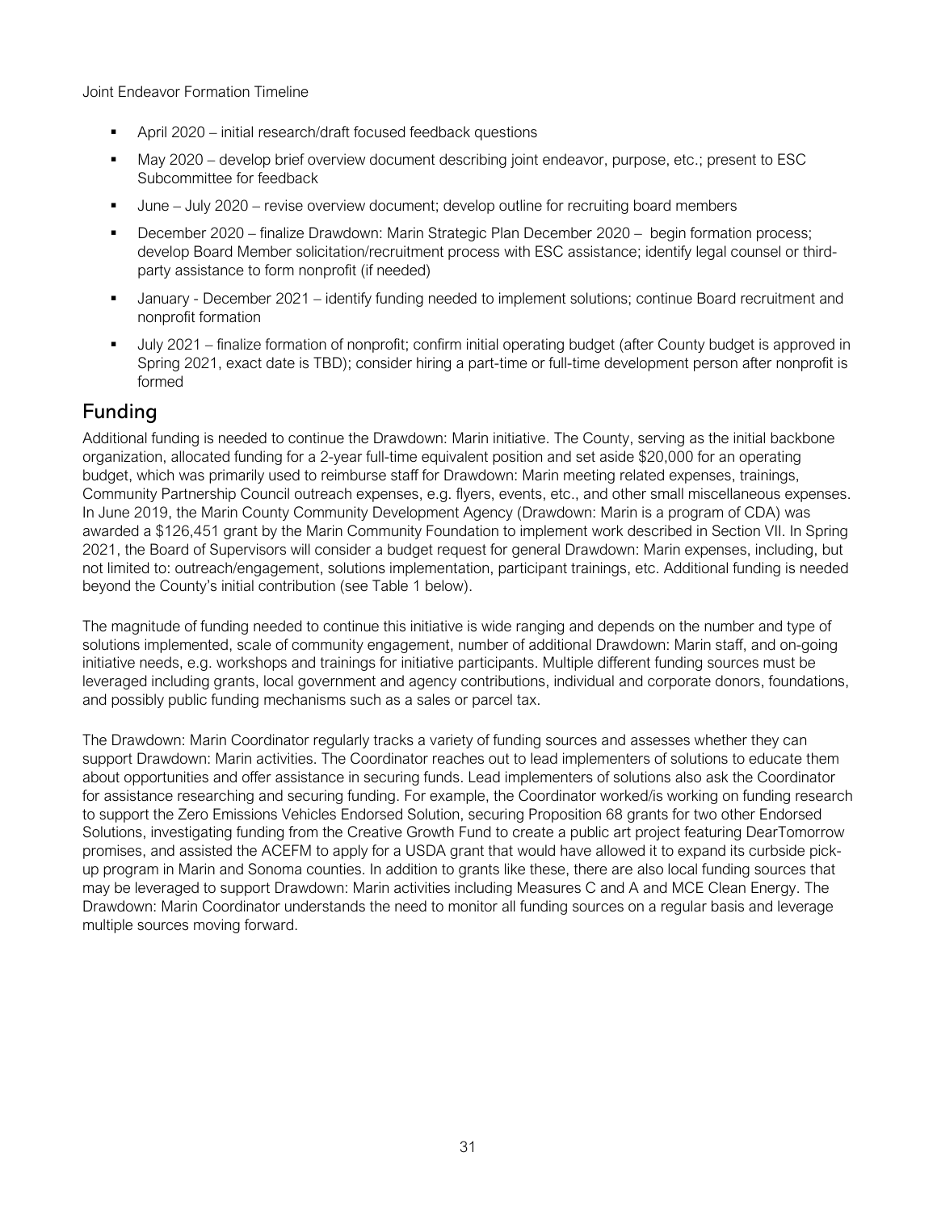Joint Endeavor Formation Timeline

- April 2020 – initial research/draft focused feedback questions
- May 2020 – develop brief overview document describing joint endeavor, purpose, etc.; present to ESC Subcommittee for feedback
- June – July 2020 – revise overview document; develop outline for recruiting board members
- December 2020 – finalize Drawdown: Marin Strategic Plan December 2020 – begin formation process; develop Board Member solicitation/recruitment process with ESC assistance; identify legal counsel or third-party assistance to form nonprofit (if needed)
- January - December 2021 – identify funding needed to implement solutions; continue Board recruitment and nonprofit formation
- July 2021 – finalize formation of nonprofit; confirm initial operating budget (after County budget is approved in Spring 2021, exact date is TBD); consider hiring a part-time or full-time development person after nonprofit is formed

## Funding

Additional funding is needed to continue the Drawdown: Marin initiative. The County, serving as the initial backbone organization, allocated funding for a 2-year full-time equivalent position and set aside $20,000 for an operating budget, which was primarily used to reimburse staff for Drawdown: Marin meeting related expenses, trainings, Community Partnership Council outreach expenses, e.g. flyers, events, etc., and other small miscellaneous expenses. In June 2019, the Marin County Community Development Agency (Drawdown: Marin is a program of CDA) was awarded a $126,451 grant by the Marin Community Foundation to implement work described in Section VII. In Spring 2021, the Board of Supervisors will consider a budget request for general Drawdown: Marin expenses, including, but not limited to: outreach/engagement, solutions implementation, participant trainings, etc. Additional funding is needed beyond the County's initial contribution (see Table 1 below).

The magnitude of funding needed to continue this initiative is wide ranging and depends on the number and type of solutions implemented, scale of community engagement, number of additional Drawdown: Marin staff, and on-going initiative needs, e.g. workshops and trainings for initiative participants. Multiple different funding sources must be leveraged including grants, local government and agency contributions, individual and corporate donors, foundations, and possibly public funding mechanisms such as a sales or parcel tax.

The Drawdown: Marin Coordinator regularly tracks a variety of funding sources and assesses whether they can support Drawdown: Marin activities. The Coordinator reaches out to lead implementers of solutions to educate them about opportunities and offer assistance in securing funds. Lead implementers of solutions also ask the Coordinator for assistance researching and securing funding. For example, the Coordinator worked/is working on funding research to support the Zero Emissions Vehicles Endorsed Solution, securing Proposition 68 grants for two other Endorsed Solutions, investigating funding from the Creative Growth Fund to create a public art project featuring DearTomorrow promises, and assisted the ACEFM to apply for a USDA grant that would have allowed it to expand its curbside pick-up program in Marin and Sonoma counties. In addition to grants like these, there are also local funding sources that may be leveraged to support Drawdown: Marin activities including Measures C and A and MCE Clean Energy. The Drawdown: Marin Coordinator understands the need to monitor all funding sources on a regular basis and leverage multiple sources moving forward.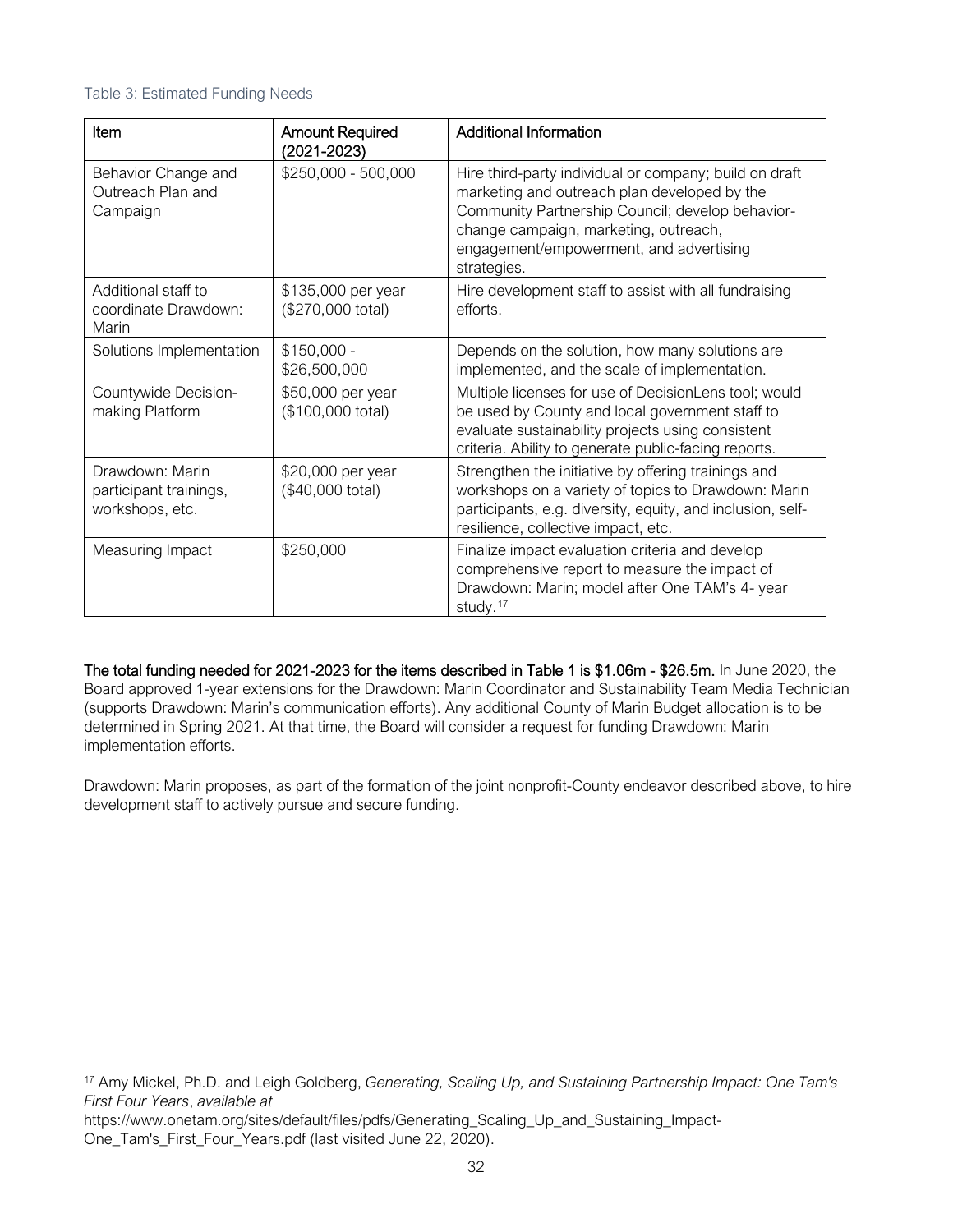Table 3: Estimated Funding Needs

| Item | Amount Required (2021-2023) | Additional Information |
| --- | --- | --- |
| Behavior Change and Outreach Plan and Campaign | $250,000 - 500,000 | Hire third-party individual or company; build on draft marketing and outreach plan developed by the Community Partnership Council; develop behavior-change campaign, marketing, outreach, engagement/empowerment, and advertising strategies. |
| Additional staff to coordinate Drawdown: Marin | $135,000 per year ($270,000 total) | Hire development staff to assist with all fundraising efforts. |
| Solutions Implementation | $150,000 - $26,500,000 | Depends on the solution, how many solutions are implemented, and the scale of implementation. |
| Countywide Decision-making Platform | $50,000 per year ($100,000 total) | Multiple licenses for use of DecisionLens tool; would be used by County and local government staff to evaluate sustainability projects using consistent criteria. Ability to generate public-facing reports. |
| Drawdown: Marin participant trainings, workshops, etc. | $20,000 per year ($40,000 total) | Strengthen the initiative by offering trainings and workshops on a variety of topics to Drawdown: Marin participants, e.g. diversity, equity, and inclusion, self-resilience, collective impact, etc. |
| Measuring Impact | $250,000 | Finalize impact evaluation criteria and develop comprehensive report to measure the impact of Drawdown: Marin; model after One TAM's 4- year study.[17] |

**The total funding needed for 2021-2023 for the items described in Table 1 is $1.06m - $26.5m.** In June 2020, the Board approved 1-year extensions for the Drawdown: Marin Coordinator and Sustainability Team Media Technician (supports Drawdown: Marin's communication efforts). Any additional County of Marin Budget allocation is to be determined in Spring 2021. At that time, the Board will consider a request for funding Drawdown: Marin implementation efforts.

Drawdown: Marin proposes, as part of the formation of the joint nonprofit-County endeavor described above, to hire development staff to actively pursue and secure funding.

---

[17] Amy Mickel, Ph.D. and Leigh Goldberg, *Generating, Scaling Up, and Sustaining Partnership Impact: One Tam's First Four Years*, *available at* https://www.onetam.org/sites/default/files/pdfs/Generating_Scaling_Up_and_Sustaining_Impact-One_Tam's_First_Four_Years.pdf (last visited June 22, 2020).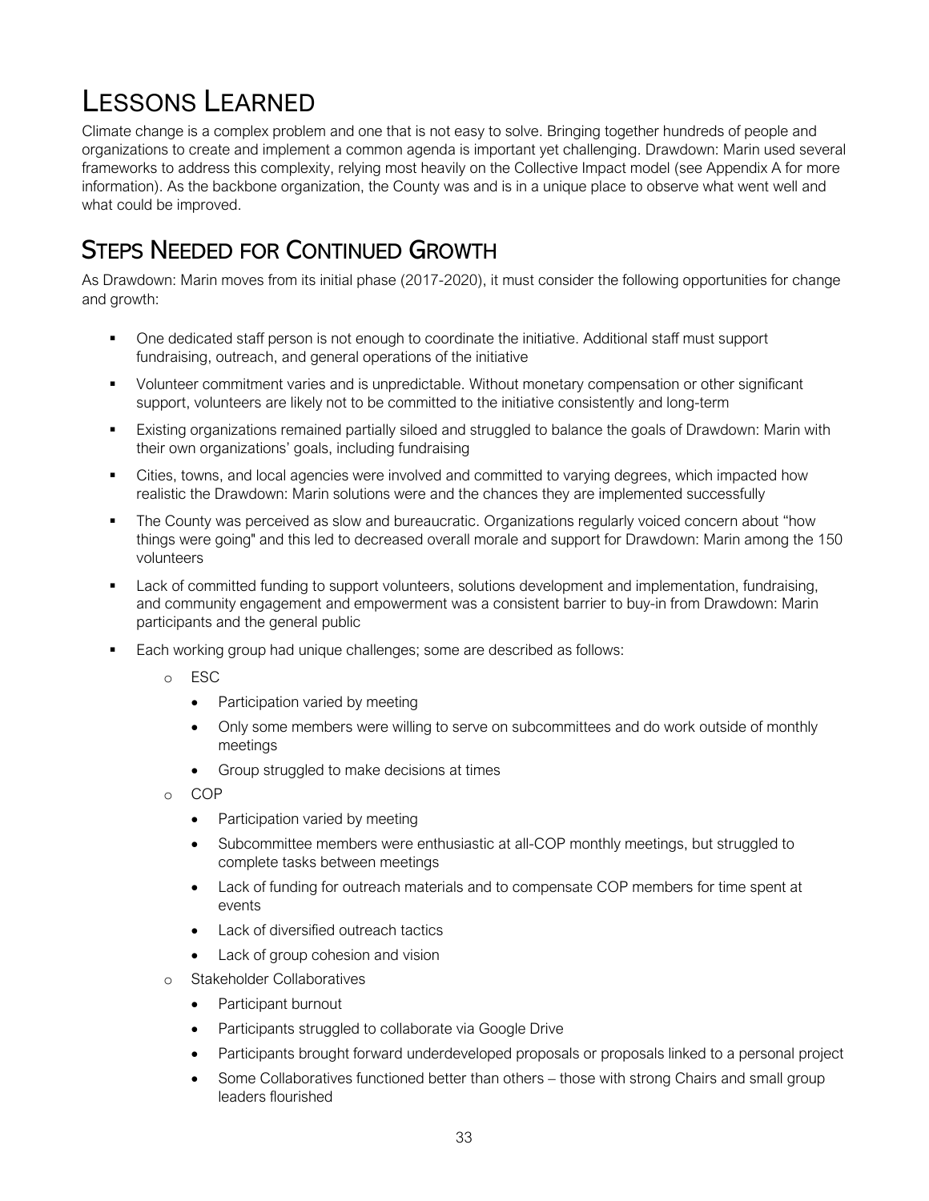# Lessons Learned

Climate change is a complex problem and one that is not easy to solve. Bringing together hundreds of people and organizations to create and implement a common agenda is important yet challenging. Drawdown: Marin used several frameworks to address this complexity, relying most heavily on the Collective Impact model (see Appendix A for more information). As the backbone organization, the County was and is in a unique place to observe what went well and what could be improved.

## Steps Needed for Continued Growth

As Drawdown: Marin moves from its initial phase (2017-2020), it must consider the following opportunities for change and growth:

- One dedicated staff person is not enough to coordinate the initiative. Additional staff must support fundraising, outreach, and general operations of the initiative
- Volunteer commitment varies and is unpredictable. Without monetary compensation or other significant support, volunteers are likely not to be committed to the initiative consistently and long-term
- Existing organizations remained partially siloed and struggled to balance the goals of Drawdown: Marin with their own organizations' goals, including fundraising
- Cities, towns, and local agencies were involved and committed to varying degrees, which impacted how realistic the Drawdown: Marin solutions were and the chances they are implemented successfully
- The County was perceived as slow and bureaucratic. Organizations regularly voiced concern about "how things were going" and this led to decreased overall morale and support for Drawdown: Marin among the 150 volunteers
- Lack of committed funding to support volunteers, solutions development and implementation, fundraising, and community engagement and empowerment was a consistent barrier to buy-in from Drawdown: Marin participants and the general public
- Each working group had unique challenges; some are described as follows:
  - ESC
    - Participation varied by meeting
    - Only some members were willing to serve on subcommittees and do work outside of monthly meetings
    - Group struggled to make decisions at times
  - COP
    - Participation varied by meeting
    - Subcommittee members were enthusiastic at all-COP monthly meetings, but struggled to complete tasks between meetings
    - Lack of funding for outreach materials and to compensate COP members for time spent at events
    - Lack of diversified outreach tactics
    - Lack of group cohesion and vision
  - Stakeholder Collaboratives
    - Participant burnout
    - Participants struggled to collaborate via Google Drive
    - Participants brought forward underdeveloped proposals or proposals linked to a personal project
    - Some Collaboratives functioned better than others – those with strong Chairs and small group leaders flourished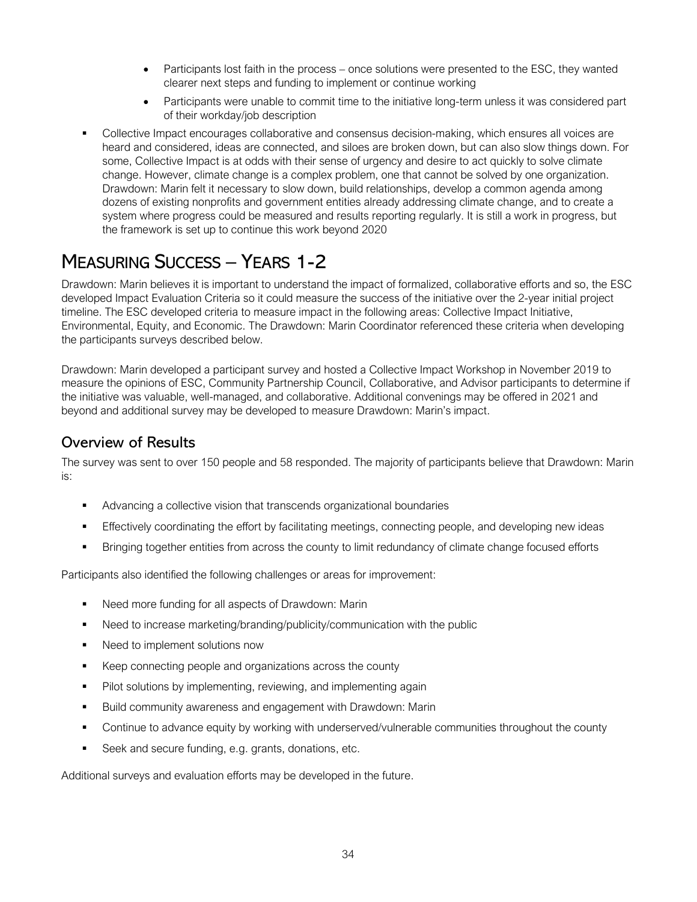- Participants lost faith in the process – once solutions were presented to the ESC, they wanted clearer next steps and funding to implement or continue working
  - Participants were unable to commit time to the initiative long-term unless it was considered part of their workday/job description

- Collective Impact encourages collaborative and consensus decision-making, which ensures all voices are heard and considered, ideas are connected, and siloes are broken down, but can also slow things down. For some, Collective Impact is at odds with their sense of urgency and desire to act quickly to solve climate change. However, climate change is a complex problem, one that cannot be solved by one organization. Drawdown: Marin felt it necessary to slow down, build relationships, develop a common agenda among dozens of existing nonprofits and government entities already addressing climate change, and to create a system where progress could be measured and results reporting regularly. It is still a work in progress, but the framework is set up to continue this work beyond 2020

# Measuring Success – Years 1-2

Drawdown: Marin believes it is important to understand the impact of formalized, collaborative efforts and so, the ESC developed Impact Evaluation Criteria so it could measure the success of the initiative over the 2-year initial project timeline. The ESC developed criteria to measure impact in the following areas: Collective Impact Initiative, Environmental, Equity, and Economic. The Drawdown: Marin Coordinator referenced these criteria when developing the participants surveys described below.

Drawdown: Marin developed a participant survey and hosted a Collective Impact Workshop in November 2019 to measure the opinions of ESC, Community Partnership Council, Collaborative, and Advisor participants to determine if the initiative was valuable, well-managed, and collaborative. Additional convenings may be offered in 2021 and beyond and additional survey may be developed to measure Drawdown: Marin's impact.

## Overview of Results

The survey was sent to over 150 people and 58 responded. The majority of participants believe that Drawdown: Marin is:

- Advancing a collective vision that transcends organizational boundaries
- Effectively coordinating the effort by facilitating meetings, connecting people, and developing new ideas
- Bringing together entities from across the county to limit redundancy of climate change focused efforts

Participants also identified the following challenges or areas for improvement:

- Need more funding for all aspects of Drawdown: Marin
- Need to increase marketing/branding/publicity/communication with the public
- Need to implement solutions now
- Keep connecting people and organizations across the county
- Pilot solutions by implementing, reviewing, and implementing again
- Build community awareness and engagement with Drawdown: Marin
- Continue to advance equity by working with underserved/vulnerable communities throughout the county
- Seek and secure funding, e.g. grants, donations, etc.

Additional surveys and evaluation efforts may be developed in the future.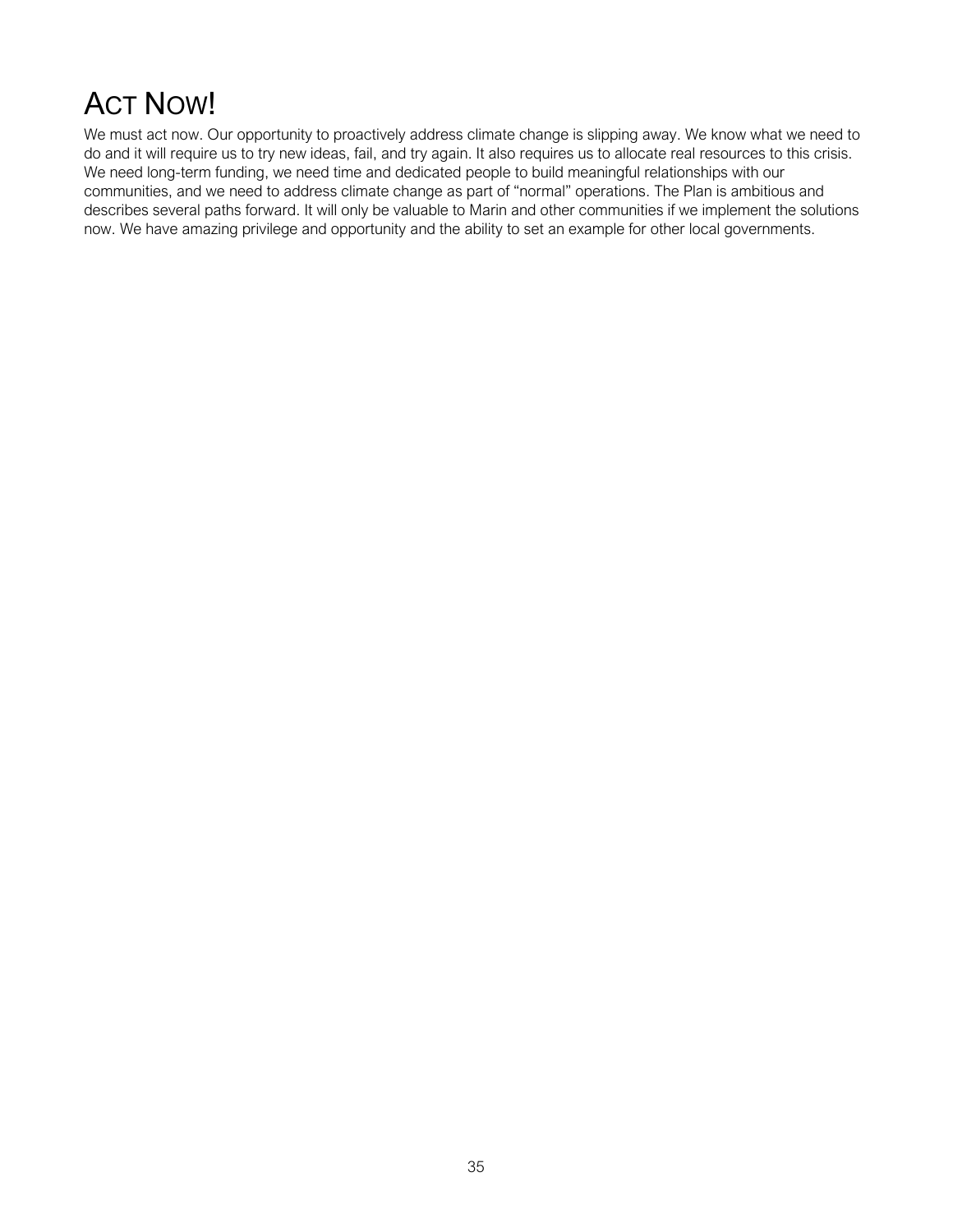# Act Now!

We must act now. Our opportunity to proactively address climate change is slipping away. We know what we need to do and it will require us to try new ideas, fail, and try again. It also requires us to allocate real resources to this crisis. We need long-term funding, we need time and dedicated people to build meaningful relationships with our communities, and we need to address climate change as part of "normal" operations. The Plan is ambitious and describes several paths forward. It will only be valuable to Marin and other communities if we implement the solutions now. We have amazing privilege and opportunity and the ability to set an example for other local governments.